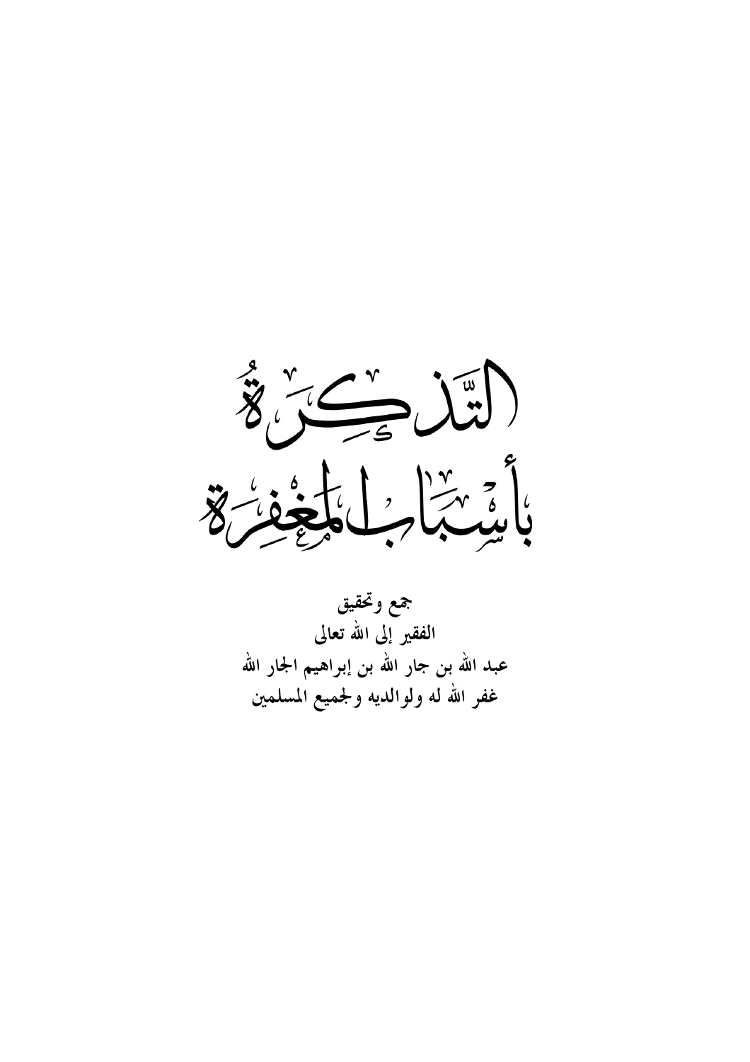# التَّذكِرَةُ بأسْبَابِ المغْفِرَةِ

جمع وتحقيق

الفقير إلى الله تعالى

عبد الله بن جار الله بن إبراهيم الجار الله

غفر الله له ولوالديه ولجميع المسلمين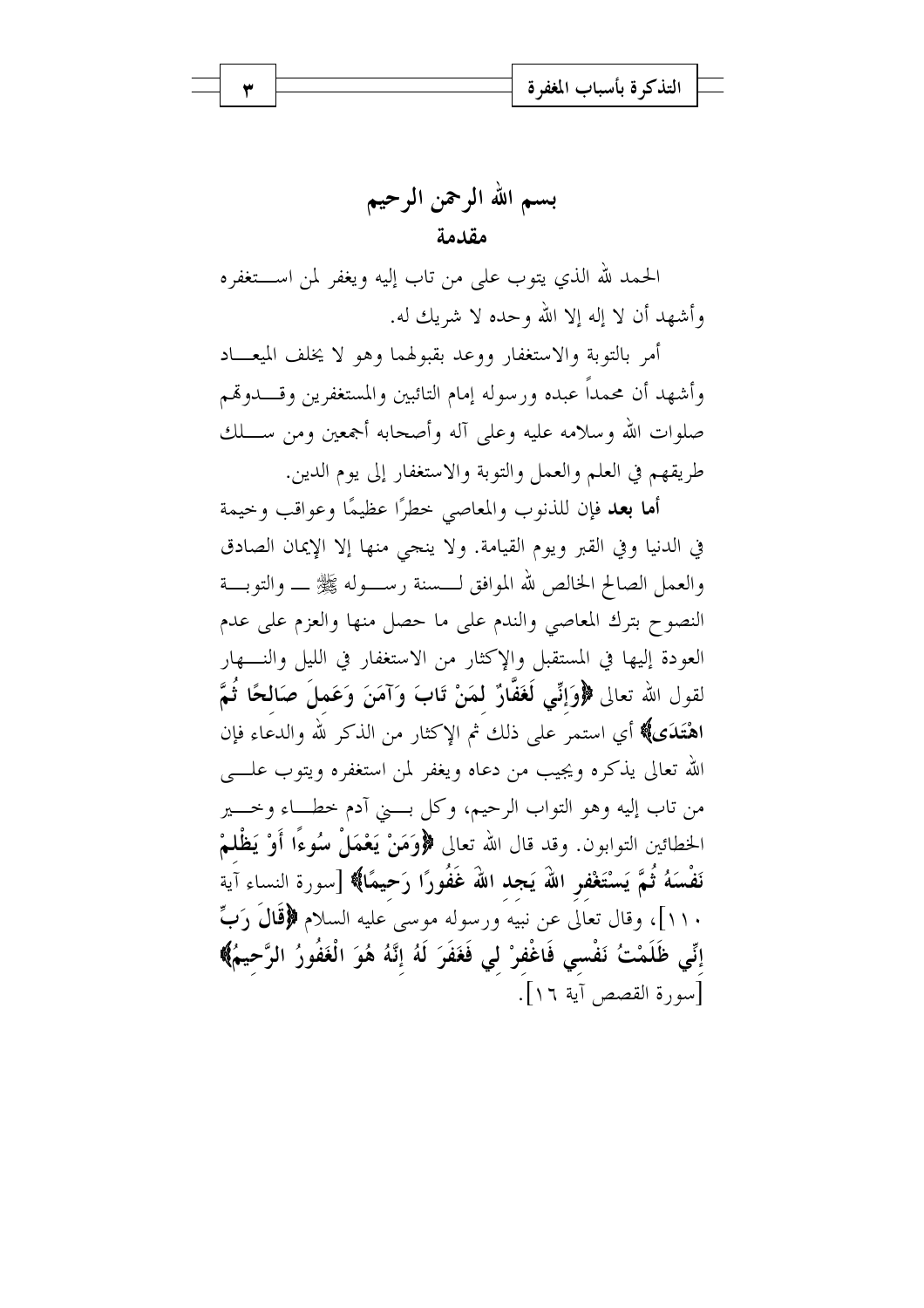# بسم الله الرحمن الرحيم

## مقدمة

الحمد لله الذي يتوب على من تاب إليه ويغفر لمن استغفره وأشهد أن لا إله إلا الله وحده لا شريك له.

أمر بالتوبة والاستغفار ووعد بقبولهما وهو لا يخلف الميعاد وأشهد أن محمداً عبده ورسوله إمام التائبين والمستغفرين وقدوتهم صلوات الله وسلامه عليه وعلى آله وأصحابه أجمعين ومن سلك طريقهم في العلم والعمل والتوبة والاستغفار إلى يوم الدين.

**أما بعد** فإن للذنوب والمعاصي خطرًا عظيمًا وعواقب وخيمة في الدنيا وفي القبر ويوم القيامة. ولا ينجي منها إلا الإيمان الصادق والعمل الصالح الخالص لله الموافق لسنة رسوله ﷺ ــ والتوبة النصوح بترك المعاصي والندم على ما حصل منها والعزم على عدم العودة إليها في المستقبل والإكثار من الاستغفار في الليل والنهار لقول الله تعالى **﴿وَإِنِّي لَغَفَّارٌ لِمَنْ تَابَ وَآمَنَ وَعَمِلَ صَالِحًا ثُمَّ اهْتَدَى﴾** أي استمر على ذلك ثم الإكثار من الذكر لله والدعاء فإن الله تعالى يذكره ويجيب من دعاه ويغفر لمن استغفره ويتوب على من تاب إليه وهو التواب الرحيم، وكل بني آدم خطاء وخير الخطائين التوابون. وقد قال الله تعالى **﴿وَمَنْ يَعْمَلْ سُوءًا أَوْ يَظْلِمْ نَفْسَهُ ثُمَّ يَسْتَغْفِرِ اللهَ يَجِدِ اللهَ غَفُورًا رَحِيمًا﴾** [سورة النساء آية ١١٠]، وقال تعالى عن نبيه ورسوله موسى عليه السلام **﴿قَالَ رَبِّ إِنِّي ظَلَمْتُ نَفْسِي فَاغْفِرْ لِي فَغَفَرَ لَهُ إِنَّهُ هُوَ الْغَفُورُ الرَّحِيمُ﴾** [سورة القصص آية ١٦].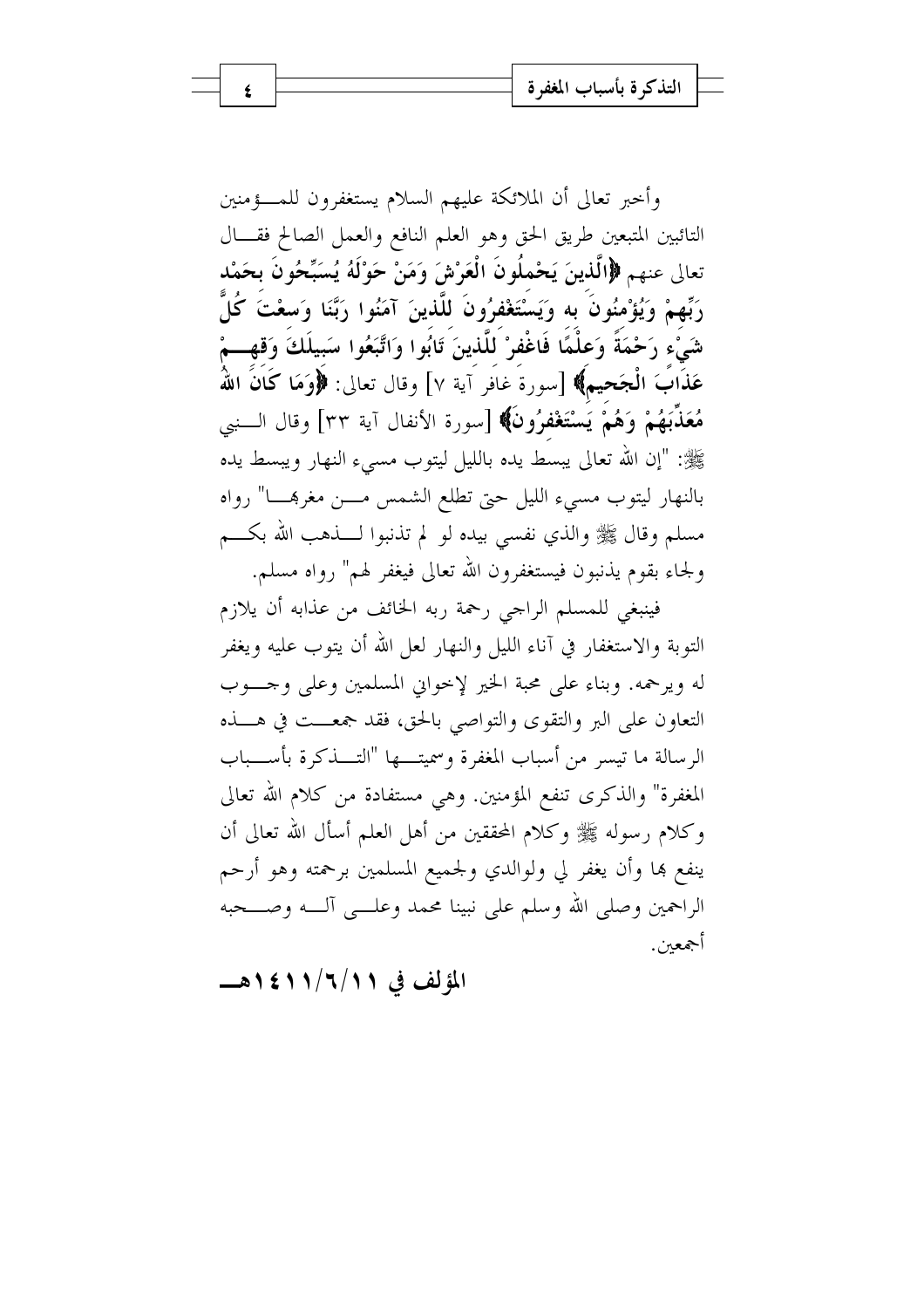وأخبر تعالى أن الملائكة عليهم السلام يستغفرون للمؤمنين التائبين المتبعين طريق الحق وهو العلم النافع والعمل الصالح فقال تعالى عنهم **﴿الَّذِينَ يَحْمِلُونَ الْعَرْشَ وَمَنْ حَوْلَهُ يُسَبِّحُونَ بِحَمْدِ رَبِّهِمْ وَيُؤْمِنُونَ بِهِ وَيَسْتَغْفِرُونَ لِلَّذِينَ آمَنُوا رَبَّنَا وَسِعْتَ كُلَّ شَيْءٍ رَحْمَةً وَعِلْمًا فَاغْفِرْ لِلَّذِينَ تَابُوا وَاتَّبَعُوا سَبِيلَكَ وَقِهِمْ عَذَابَ الْجَحِيمِ﴾** [سورة غافر آية ٧] وقال تعالى: **﴿وَمَا كَانَ اللَّهُ مُعَذِّبَهُمْ وَهُمْ يَسْتَغْفِرُونَ﴾** [سورة الأنفال آية ٣٣] وقال النبي ﷺ: "إن الله تعالى يبسط يده بالليل ليتوب مسيء النهار ويبسط يده بالنهار ليتوب مسيء الليل حتى تطلع الشمس من مغربها" رواه مسلم وقال ﷺ والذي نفسي بيده لو لم تذنبوا لذهب الله بكم ولجاء بقوم يذنبون فيستغفرون الله تعالى فيغفر لهم" رواه مسلم.

فينبغي للمسلم الراجي رحمة ربه الخائف من عذابه أن يلازم التوبة والاستغفار في آناء الليل والنهار لعل الله أن يتوب عليه ويغفر له ويرحمه. وبناء على محبة الخير لإخواني المسلمين وعلى وجوب التعاون على البر والتقوى والتواصي بالحق، فقد جمعت في هذه الرسالة ما تيسر من أسباب المغفرة وسميتها "التذكرة بأسباب المغفرة" والذكرى تنفع المؤمنين. وهي مستفادة من كلام الله تعالى وكلام رسوله ﷺ وكلام المحققين من أهل العلم أسأل الله تعالى أن ينفع بها وأن يغفر لي ولوالدي ولجميع المسلمين برحمته وهو أرحم الراحمين وصلى الله وسلم على نبينا محمد وعلى آله وصحبه أجمعين.

**المؤلف في ١٤١١/٦/١١هـ**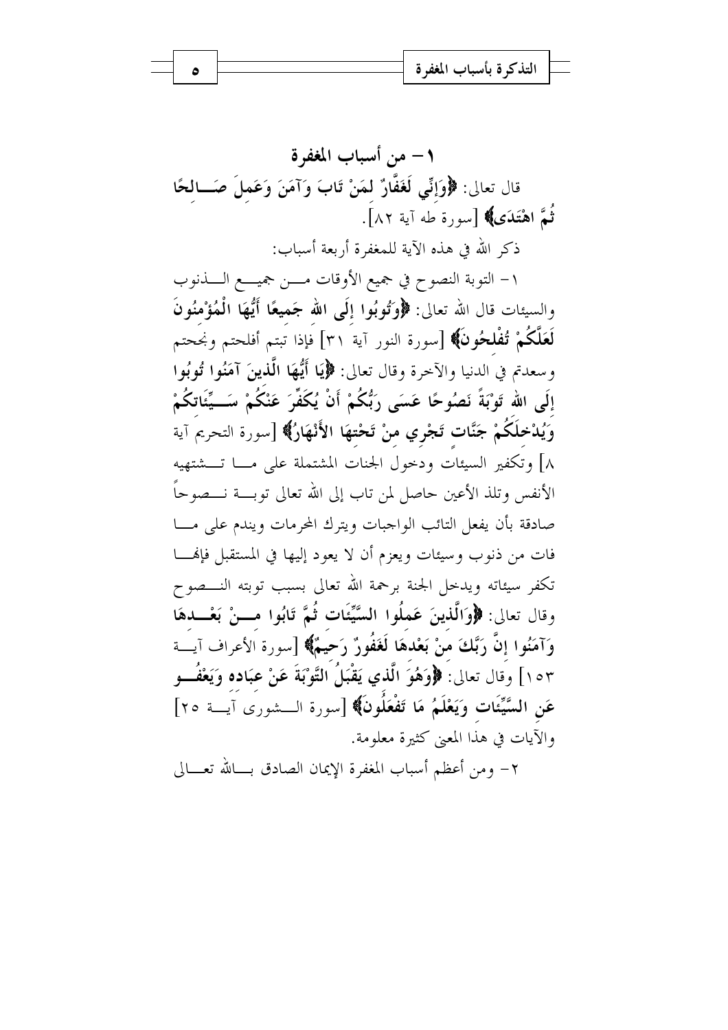## ١ – من أسباب المغفرة

قال تعالى: ﴿**وَإِنِّي لَغَفَّارٌ لِمَنْ تَابَ وَآمَنَ وَعَمِلَ صَالِحًا ثُمَّ اهْتَدَى**﴾ [سورة طه آية ٨٢].

ذكر الله في هذه الآية للمغفرة أربعة أسباب:

١ – التوبة النصوح في جميع الأوقات من جميع الذنوب والسيئات قال الله تعالى: ﴿**وَتُوبُوا إِلَى اللهِ جَمِيعًا أَيُّهَا الْمُؤْمِنُونَ لَعَلَّكُمْ تُفْلِحُونَ**﴾ [سورة النور آية ٣١] فإذا تبتم أفلحتم ونجحتم وسعدتم في الدنيا والآخرة وقال تعالى: ﴿**يَا أَيُّهَا الَّذِينَ آمَنُوا تُوبُوا إِلَى اللهِ تَوْبَةً نَصُوحًا عَسَى رَبُّكُمْ أَنْ يُكَفِّرَ عَنْكُمْ سَيِّئَاتِكُمْ وَيُدْخِلَكُمْ جَنَّاتٍ تَجْرِي مِنْ تَحْتِهَا الأَنْهَارُ**﴾ [سورة التحريم آية ٨] وتكفير السيئات ودخول الجنات المشتملة على ما تشتهيه الأنفس وتلذ الأعين حاصل لمن تاب إلى الله تعالى توبة نصوحاً صادقة بأن يفعل التائب الواجبات ويترك المحرمات ويندم على ما فات من ذنوب وسيئات ويعزم أن لا يعود إليها في المستقبل فإنها تكفر سيئاته ويدخل الجنة برحمة الله تعالى بسبب توبته النصوح وقال تعالى: ﴿**وَالَّذِينَ عَمِلُوا السَّيِّئَاتِ ثُمَّ تَابُوا مِنْ بَعْدِهَا وَآمَنُوا إِنَّ رَبَّكَ مِنْ بَعْدِهَا لَغَفُورٌ رَحِيمٌ**﴾ [سورة الأعراف آية ١٥٣] وقال تعالى: ﴿**وَهُوَ الَّذِي يَقْبَلُ التَّوْبَةَ عَنْ عِبَادِهِ وَيَعْفُو عَنِ السَّيِّئَاتِ وَيَعْلَمُ مَا تَفْعَلُونَ**﴾ [سورة الشورى آية ٢٥] والآيات في هذا المعنى كثيرة معلومة.

٢ – ومن أعظم أسباب المغفرة الإيمان الصادق بالله تعالى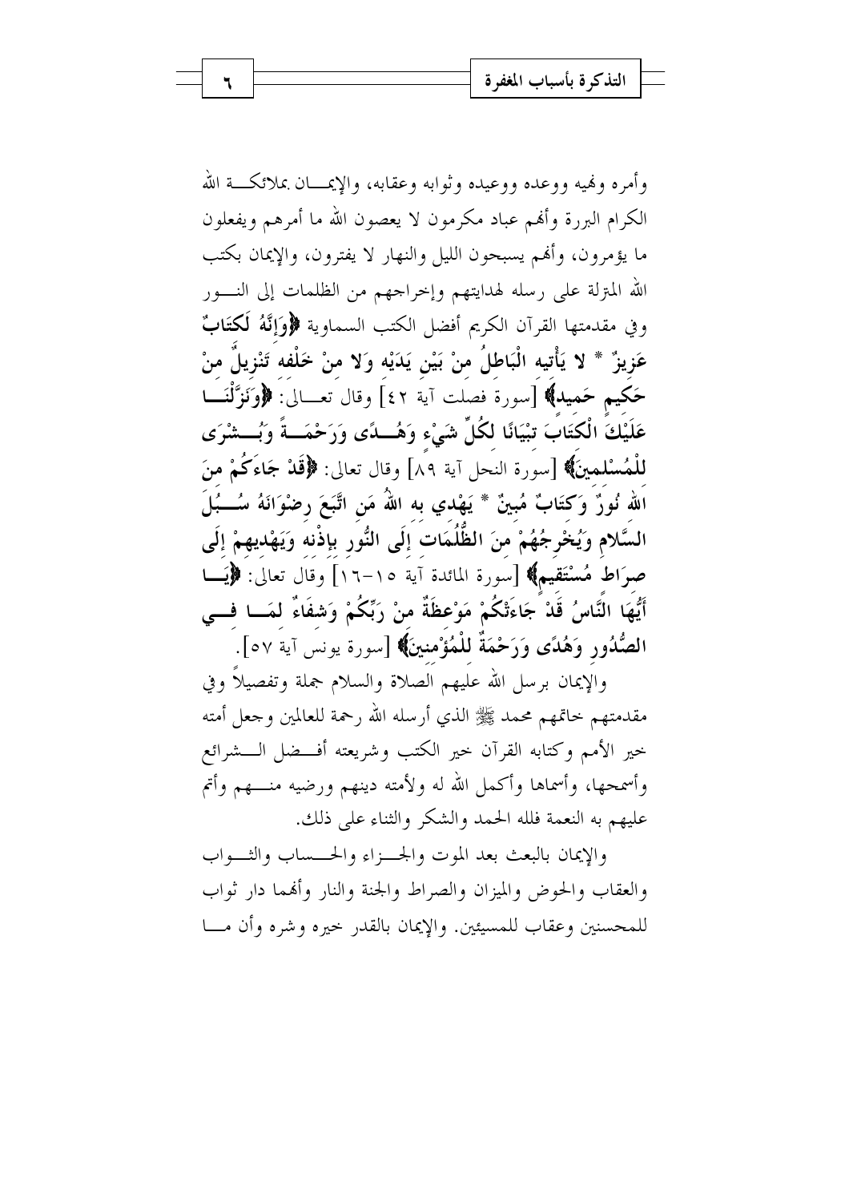وأمره ونهيه ووعده ووعيده وثوابه وعقابه، والإيمان بملائكة الله الكرام البررة وأنهم عباد مكرمون لا يعصون الله ما أمرهم ويفعلون ما يؤمرون، وأنهم يسبحون الليل والنهار لا يفترون، والإيمان بكتب الله المنزلة على رسله لهدايتهم وإخراجهم من الظلمات إلى النور وفي مقدمتها القرآن الكريم أفضل الكتب السماوية **﴿وَإِنَّهُ لَكِتَابٌ عَزِيزٌ * لا يَأْتِيهِ الْبَاطِلُ مِنْ بَيْنِ يَدَيْهِ وَلا مِنْ خَلْفِهِ تَنْزِيلٌ مِنْ حَكِيمٍ حَمِيدٍ﴾** [سورة فصلت آية ٤٢] وقال تعالى: **﴿وَنَزَّلْنَا عَلَيْكَ الْكِتَابَ تِبْيَانًا لِكُلِّ شَيْءٍ وَهُدًى وَرَحْمَةً وَبُشْرَى لِلْمُسْلِمِينَ﴾** [سورة النحل آية ٨٩] وقال تعالى: **﴿قَدْ جَاءَكُمْ مِنَ اللَّهِ نُورٌ وَكِتَابٌ مُبِينٌ * يَهْدِي بِهِ اللَّهُ مَنِ اتَّبَعَ رِضْوَانَهُ سُبُلَ السَّلامِ وَيُخْرِجُهُمْ مِنَ الظُّلُمَاتِ إِلَى النُّورِ بِإِذْنِهِ وَيَهْدِيهِمْ إِلَى صِرَاطٍ مُسْتَقِيمٍ﴾** [سورة المائدة آية ١٥-١٦] وقال تعالى: **﴿يَا أَيُّهَا النَّاسُ قَدْ جَاءَتْكُمْ مَوْعِظَةٌ مِنْ رَبِّكُمْ وَشِفَاءٌ لِمَا فِي الصُّدُورِ وَهُدًى وَرَحْمَةٌ لِلْمُؤْمِنِينَ﴾** [سورة يونس آية ٥٧].

والإيمان برسل الله عليهم الصلاة والسلام جملة وتفصيلاً وفي مقدمتهم خاتمهم محمد ﷺ الذي أرسله الله رحمة للعالمين وجعل أمته خير الأمم وكتابه القرآن خير الكتب وشريعته أفضل الشرائع وأسمحها، وأسماها وأكمل الله له ولأمته دينهم ورضيه منهم وأتم عليهم به النعمة فلله الحمد والشكر والثناء على ذلك.

والإيمان بالبعث بعد الموت والجزاء والحساب والثواب والعقاب والحوض والميزان والصراط والجنة والنار وأنهما دار ثواب للمحسنين وعقاب للمسيئين. والإيمان بالقدر خيره وشره وأن ما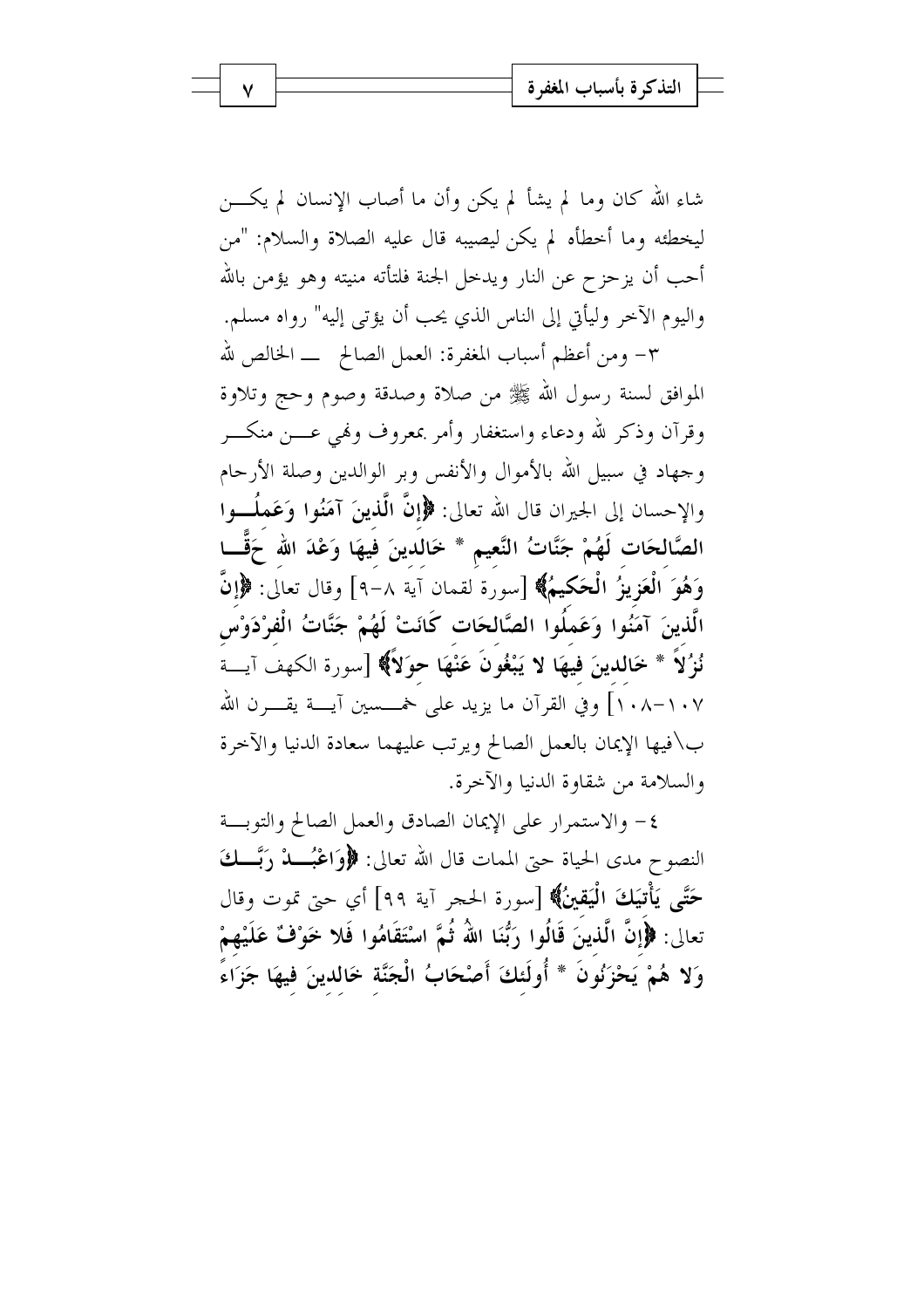شاء الله كان وما لم يشأ لم يكن وأن ما أصاب الإنسان لم يكـــن ليخطئه وما أخطأه لم يكن ليصيبه قال عليه الصلاة والسلام: "من أحب أن يزحزح عن النار ويدخل الجنة فلتأته منيته وهو يؤمن بالله واليوم الآخر وليأتِ إلى الناس الذي يحب أن يؤتى إليه" رواه مسلم.

٣- ومن أعظم أسباب المغفرة: العمل الصالح ـــ الخالص لله الموافق لسنة رسول الله ﷺ من صلاة وصدقة وصوم وحج وتلاوة وقرآن وذكر لله ودعاء واستغفار وأمر بمعروف ونهي عـــن منكـــر وجهاد في سبيل الله بالأموال والأنفس وبر الوالدين وصلة الأرحام والإحسان إلى الجيران قال الله تعالى: **﴿إِنَّ الَّذِينَ آمَنُوا وَعَمِلُوا الصَّالِحَاتِ لَهُمْ جَنَّاتُ النَّعِيمِ * خَالِدِينَ فِيهَا وَعْدَ اللهِ حَقًّا وَهُوَ الْعَزِيزُ الْحَكِيمُ﴾** [سورة لقمان آية ٨-٩] وقال تعالى: **﴿إِنَّ الَّذِينَ آمَنُوا وَعَمِلُوا الصَّالِحَاتِ كَانَتْ لَهُمْ جَنَّاتُ الْفِرْدَوْسِ نُزُلاً * خَالِدِينَ فِيهَا لا يَبْغُونَ عَنْهَا حِوَلاً﴾** [سورة الكهف آيـــة ١٠٧-١٠٨] وفي القرآن ما يزيد على خمـــسين آيـــة يقـــرن الله ب\فيها الإيمان بالعمل الصالح ويرتب عليهما سعادة الدنيا والآخرة والسلامة من شقاوة الدنيا والآخرة.

٤- والاستمرار على الإيمان الصادق والعمل الصالح والتوبـــة النصوح مدى الحياة حتى الممات قال الله تعالى: **﴿وَاعْبُدْ رَبَّكَ حَتَّى يَأْتِيَكَ الْيَقِينُ﴾** [سورة الحجر آية ٩٩] أي حتى تموت وقال تعالى: **﴿إِنَّ الَّذِينَ قَالُوا رَبُّنَا اللهُ ثُمَّ اسْتَقَامُوا فَلا خَوْفٌ عَلَيْهِمْ وَلا هُمْ يَحْزَنُونَ * أُولَئِكَ أَصْحَابُ الْجَنَّةِ خَالِدِينَ فِيهَا جَزَاءً**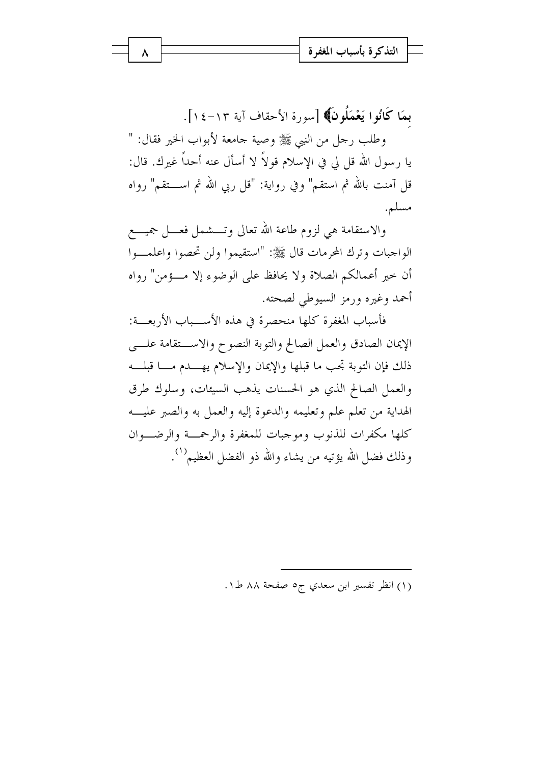بِمَا كَانُوا يَعْمَلُونَ﴾ [سورة الأحقاف آية ١٣-١٤].

وطلب رجل من النبي ﷺ وصية جامعة لأبواب الخير فقال: " يا رسول الله قل لي في الإسلام قولاً لا أسأل عنه أحداً غيرك. قال: قل آمنت بالله ثم استقم" وفي رواية: "قل ربي الله ثم استقم" رواه مسلم.

والاستقامة هي لزوم طاعة الله تعالى وتشمل فعل جميع الواجبات وترك المحرمات قال ﷺ: "استقيموا ولن تحصوا واعلموا أن خير أعمالكم الصلاة ولا يحافظ على الوضوء إلا مؤمن" رواه أحمد وغيره ورمز السيوطي لصحته.

فأسباب المغفرة كلها منحصرة في هذه الأسباب الأربعة: الإيمان الصادق والعمل الصالح والتوبة النصوح والاستقامة على ذلك فإن التوبة تجب ما قبلها والإيمان والإسلام يهدم ما قبله والعمل الصالح الذي هو الحسنات يذهب السيئات، وسلوك طرق الهداية من تعلم علم وتعليمه والدعوة إليه والعمل به والصبر عليه كلها مكفرات للذنوب وموجبات للمغفرة والرحمة والرضوان وذلك فضل الله يؤتيه من يشاء والله ذو الفضل العظيم[1].

---

(١) انظر تفسير ابن سعدي ج٥ صفحة ٨٨ ط١.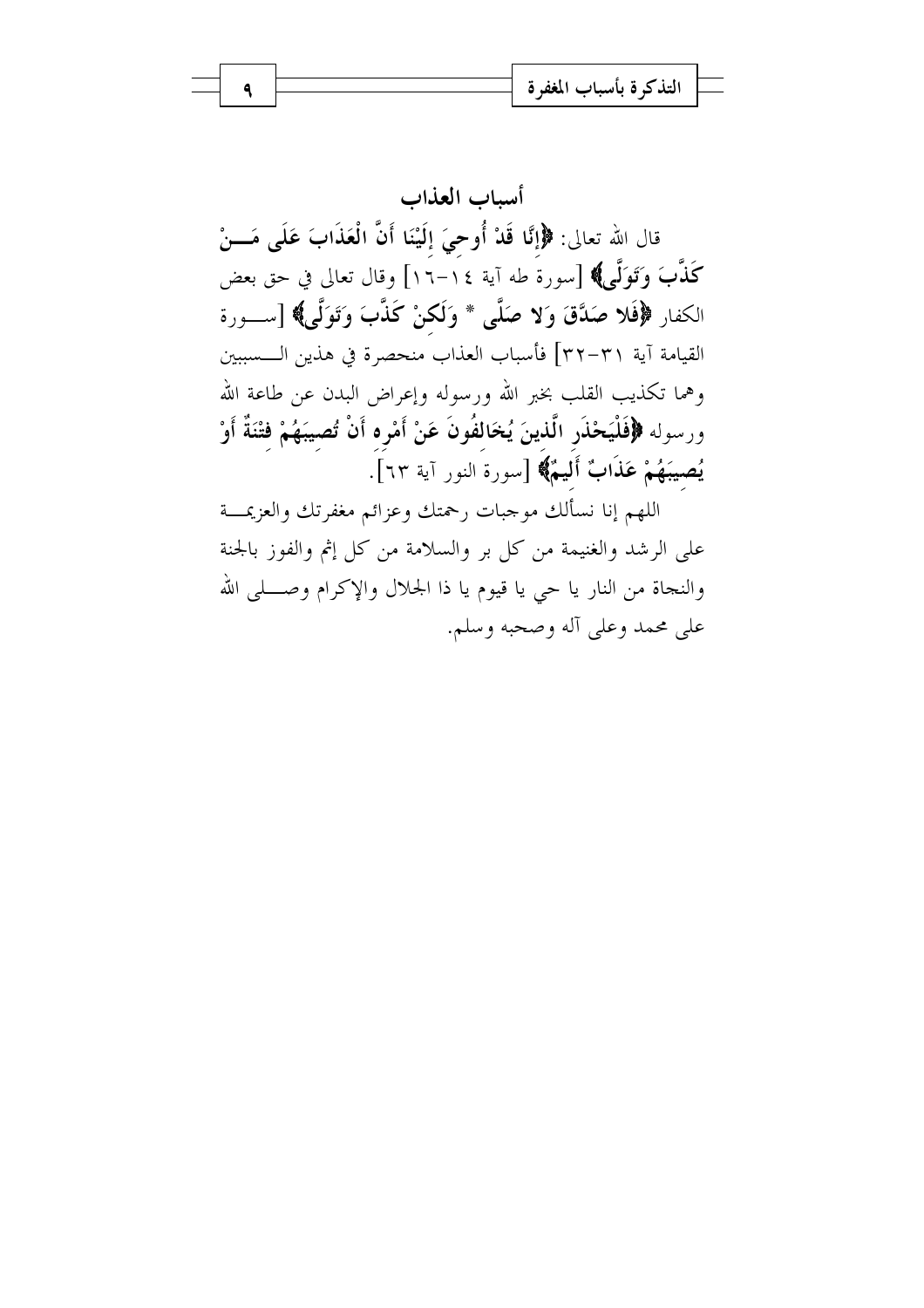## أسباب العذاب

قال الله تعالى: **﴿إِنَّا قَدْ أُوحِيَ إِلَيْنَا أَنَّ الْعَذَابَ عَلَى مَنْ كَذَّبَ وَتَوَلَّى﴾** [سورة طه آية ١٤-١٦] وقال تعالى في حق بعض الكفار **﴿فَلا صَدَّقَ وَلا صَلَّى * وَلَكِنْ كَذَّبَ وَتَوَلَّى﴾** [سورة القيامة آية ٣١-٣٢] فأسباب العذاب منحصرة في هذين السببين وهما تكذيب القلب بخبر الله ورسوله وإعراض البدن عن طاعة الله ورسوله **﴿فَلْيَحْذَرِ الَّذِينَ يُخَالِفُونَ عَنْ أَمْرِهِ أَنْ تُصِيبَهُمْ فِتْنَةٌ أَوْ يُصِيبَهُمْ عَذَابٌ أَلِيمٌ﴾** [سورة النور آية ٦٣].

اللهم إنا نسألك موجبات رحمتك وعزائم مغفرتك والعزيمة على الرشد والغنيمة من كل بر والسلامة من كل إثم والفوز بالجنة والنجاة من النار يا حي يا قيوم يا ذا الجلال والإكرام وصلى الله على محمد وعلى آله وصحبه وسلم.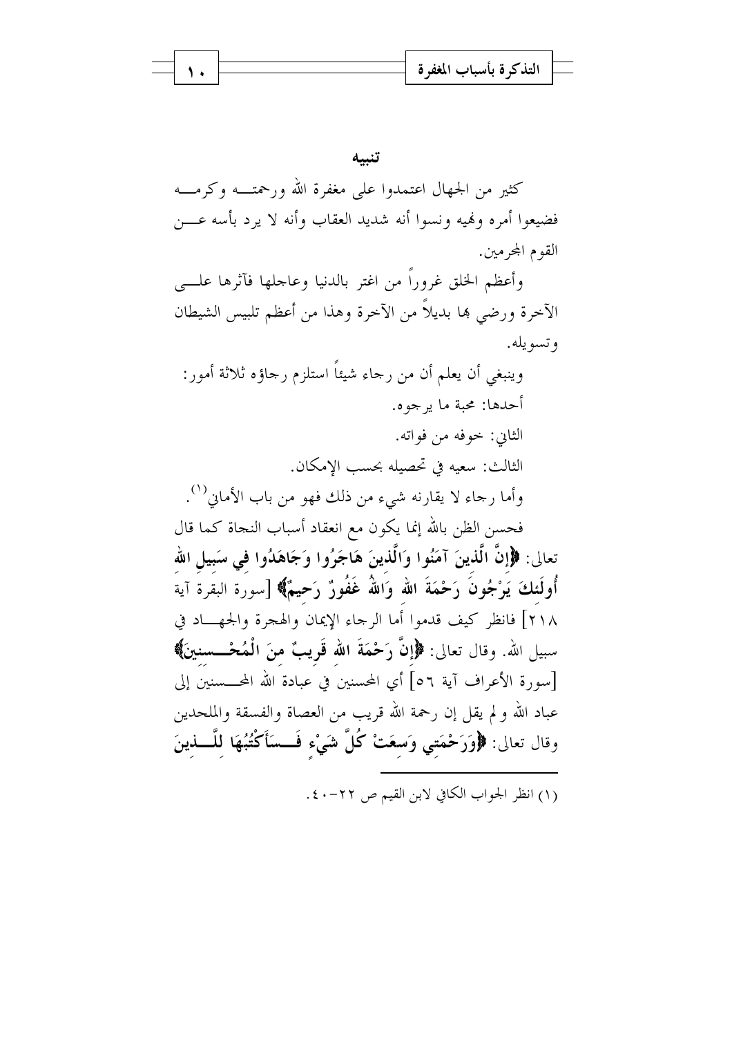### تنبيه

كثير من الجهال اعتمدوا على مغفرة الله ورحمته وكرمه فضيعوا أمره ونهيه ونسوا أنه شديد العقاب وأنه لا يرد بأسه عن القوم المجرمين.

وأعظم الخلق غروراً من اغتر بالدنيا وعاجلها فآثرها على الآخرة ورضي بها بديلاً من الآخرة وهذا من أعظم تلبيس الشيطان وتسويله.

وينبغي أن يعلم أن من رجاء شيئاً استلزم رجاؤه ثلاثة أمور:

أحدها: محبة ما يرجوه.

الثاني: خوفه من فواته.

الثالث: سعيه في تحصيله بحسب الإمكان.

وأما رجاء لا يقارنه شيء من ذلك فهو من باب الأماني[1].

فحسن الظن بالله إنما يكون مع انعقاد أسباب النجاة كما قال تعالى: **﴿إِنَّ الَّذِينَ آمَنُوا وَالَّذِينَ هَاجَرُوا وَجَاهَدُوا فِي سَبِيلِ اللهِ أُولَئِكَ يَرْجُونَ رَحْمَةَ اللهِ وَاللهُ غَفُورٌ رَحِيمٌ﴾** [سورة البقرة آية ٢١٨] فانظر كيف قدموا أما الرجاء الإيمان والهجرة والجهاد في سبيل الله. وقال تعالى: **﴿إِنَّ رَحْمَةَ اللهِ قَرِيبٌ مِنَ الْمُحْسِنِينَ﴾** [سورة الأعراف آية ٥٦] أي المحسنين في عبادة الله المحسنين إلى عباد الله ولم يقل إن رحمة الله قريب من العصاة والفسقة والملحدين وقال تعالى: **﴿وَرَحْمَتِي وَسِعَتْ كُلَّ شَيْءٍ فَسَأَكْتُبُهَا لِلَّذِينَ**

---

(١) انظر الجواب الكافي لابن القيم ص ٢٢-٤٠.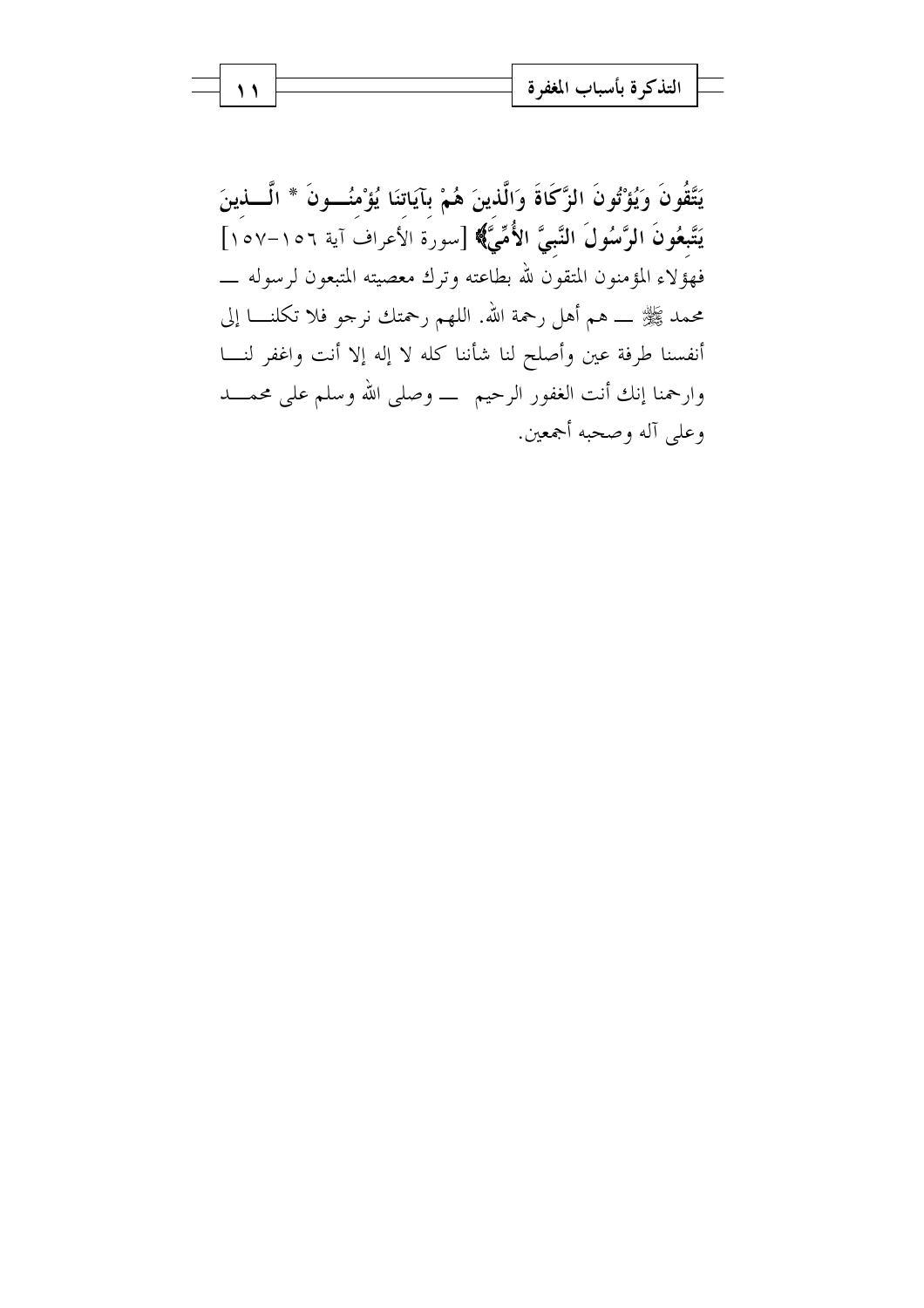**يَتَّقُونَ وَيُؤْتُونَ الزَّكَاةَ وَالَّذِينَ هُمْ بِآيَاتِنَا يُؤْمِنُونَ * الَّذِينَ يَتَّبِعُونَ الرَّسُولَ النَّبِيَّ الأُمِّيَّ﴾** [سورة الأعراف آية ١٥٦-١٥٧] فهؤلاء المؤمنون المتقون لله بطاعته وترك معصيته المتبعون لرسوله ـــ محمد ﷺ ـــ هم أهل رحمة الله. اللهم رحمتك نرجو فلا تكلنا إلى أنفسنا طرفة عين وأصلح لنا شأننا كله لا إله إلا أنت واغفر لنا وارحمنا إنك أنت الغفور الرحيم ـــ وصلى الله وسلم على محمد وعلى آله وصحبه أجمعين.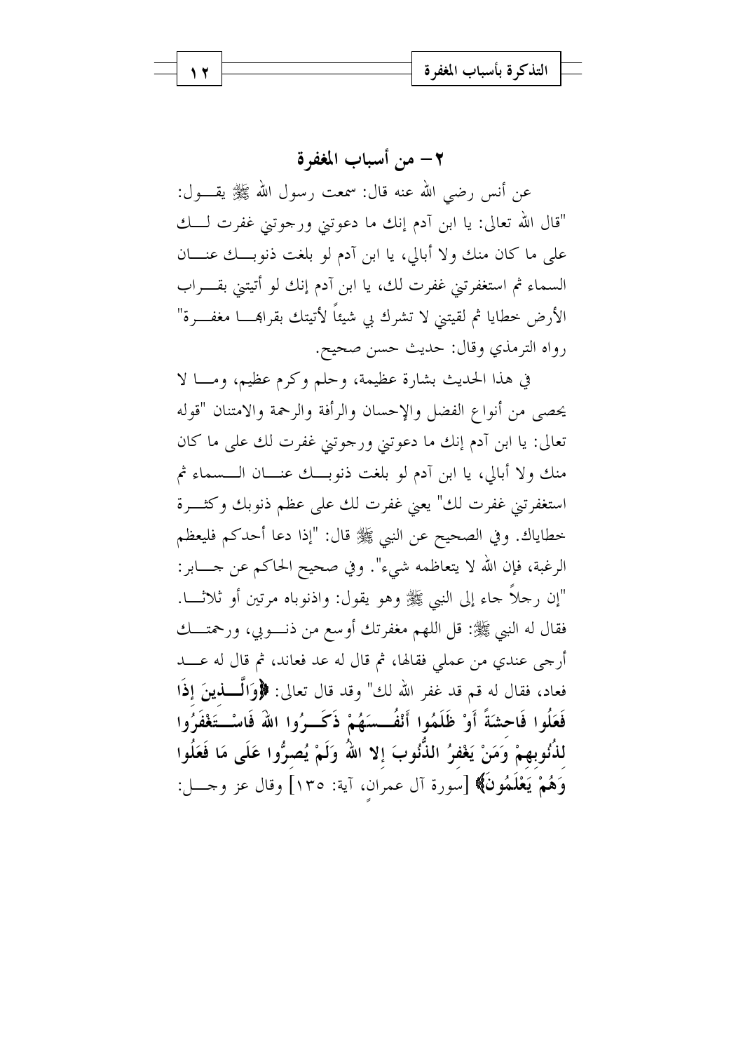## ٢– من أسباب المغفرة

عن أنس رضي الله عنه قال: سمعت رسول الله ﷺ يقول: "قال الله تعالى: يا ابن آدم إنك ما دعوتني ورجوتني غفرت لك على ما كان منك ولا أبالي، يا ابن آدم لو بلغت ذنوبك عنان السماء ثم استغفرتني غفرت لك، يا ابن آدم إنك لو أتيتني بقراب الأرض خطايا ثم لقيتني لا تشرك بي شيئاً لأتيتك بقرابها مغفرة" رواه الترمذي وقال: حديث حسن صحيح.

في هذا الحديث بشارة عظيمة، وحلم وكرم عظيم، وما لا يحصى من أنواع الفضل والإحسان والرأفة والرحمة والامتنان "قوله تعالى: يا ابن آدم إنك ما دعوتني ورجوتني غفرت لك على ما كان منك ولا أبالي، يا ابن آدم لو بلغت ذنوبك عنان السماء ثم استغفرتني غفرت لك" يعني غفرت لك على عظم ذنوبك وكثرة خطاياك. وفي الصحيح عن النبي ﷺ قال: "إذا دعا أحدكم فليعظم الرغبة، فإن الله لا يتعاظمه شيء". وفي صحيح الحاكم عن جابر: "إن رجلاً جاء إلى النبي ﷺ وهو يقول: واذنوباه مرتين أو ثلاثا. فقال له النبي ﷺ: قل اللهم مغفرتك أوسع من ذنوبي، ورحمتك أرجى عندي من عملي فقالها، ثم قال له عد فعاند، ثم قال له عد فعاد، فقال له قم قد غفر الله لك" وقد قال تعالى: **﴿وَالَّذِينَ إِذَا فَعَلُوا فَاحِشَةً أَوْ ظَلَمُوا أَنْفُسَهُمْ ذَكَرُوا اللهَ فَاسْتَغْفَرُوا لِذُنُوبِهِمْ وَمَنْ يَغْفِرُ الذُّنُوبَ إِلا اللهُ وَلَمْ يُصِرُّوا عَلَى مَا فَعَلُوا وَهُمْ يَعْلَمُونَ﴾** [سورة آل عمران، آية: ١٣٥] وقال عز وجل: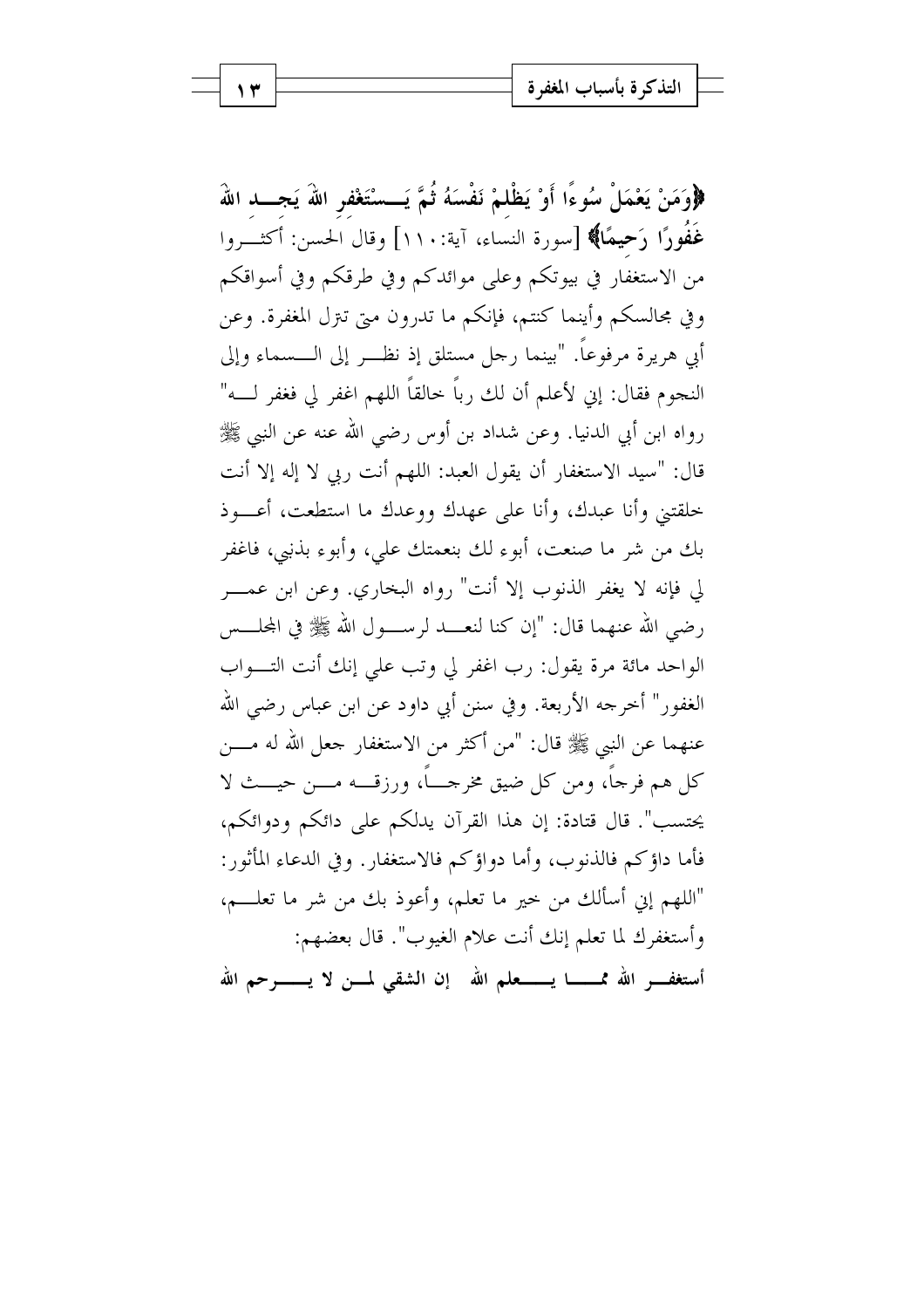﴿وَمَنْ يَعْمَلْ سُوءًا أَوْ يَظْلِمْ نَفْسَهُ ثُمَّ يَسْتَغْفِرِ اللَّهَ يَجِدِ اللَّهَ غَفُورًا رَحِيمًا﴾ [سورة النساء، آية:١١٠] وقال الحسن: أكثروا من الاستغفار في بيوتكم وعلى موائدكم وفي طرقكم وفي أسواقكم وفي مجالسكم وأينما كنتم، فإنكم ما تدرون متى تنزل المغفرة. وعن أبي هريرة مرفوعاً. "بينما رجل مستلق إذ نظر إلى السماء وإلى النجوم فقال: إني لأعلم أن لك رباً خالقاً اللهم اغفر لي فغفر له" رواه ابن أبي الدنيا. وعن شداد بن أوس رضي الله عنه عن النبي ﷺ قال: "سيد الاستغفار أن يقول العبد: اللهم أنت ربي لا إله إلا أنت خلقتني وأنا عبدك، وأنا على عهدك ووعدك ما استطعت، أعوذ بك من شر ما صنعت، أبوء لك بنعمتك علي، وأبوء بذنبي، فاغفر لي فإنه لا يغفر الذنوب إلا أنت" رواه البخاري. وعن ابن عمر رضي الله عنهما قال: "إن كنا لنعد لرسول الله ﷺ في المجلس الواحد مائة مرة يقول: رب اغفر لي وتب علي إنك أنت التواب الغفور" أخرجه الأربعة. وفي سنن أبي داود عن ابن عباس رضي الله عنهما عن النبي ﷺ قال: "من أكثر من الاستغفار جعل الله له من كل هم فرجاً، ومن كل ضيق مخرجاً، ورزقه من حيث لا يحتسب". قال قتادة: إن هذا القرآن يدلكم على دائكم ودوائكم، فأما داؤكم فالذنوب، وأما دواؤكم فالاستغفار. وفي الدعاء المأثور: "اللهم إني أسألك من خير ما تعلم، وأعوذ بك من شر ما تعلم، وأستغفرك لما تعلم إنك أنت علام الغيوب". قال بعضهم:

**أستغفر الله مما يعلم الله ... إن الشقي لمن لا يرحم الله**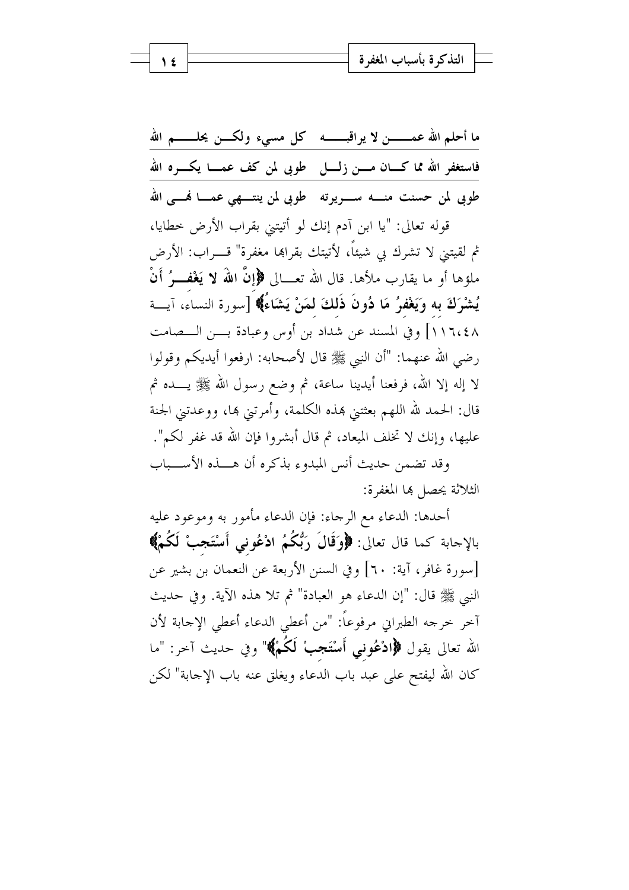**ما أحلم الله عمن لا يراقبه كل مسيء ولكن يحلم الله**
**فاستغفر الله مما كان من زلل طوبى لمن كف عما يكره الله**
**طوبى لمن حسنت منه سريرته طوبى لمن ينتهي عما نهى الله**

قوله تعالى: "يا ابن آدم إنك لو أتيتني بقراب الأرض خطايا، ثم لقيتني لا تشرك بي شيئاً، لأتيتك بقرابها مغفرة" قراب: الأرض ملؤها أو ما يقارب ملأها. قال الله تعالى **﴿إِنَّ اللَّهَ لا يَغْفِرُ أَنْ يُشْرَكَ بِهِ وَيَغْفِرُ مَا دُونَ ذَلِكَ لِمَنْ يَشَاءُ﴾** [سورة النساء، آية ١١٦،٤٨] وفي المسند عن شداد بن أوس وعبادة بن الصامت رضي الله عنهما: "أن النبي ﷺ قال لأصحابه: ارفعوا أيديكم وقولوا لا إله إلا الله، فرفعنا أيدينا ساعة، ثم وضع رسول الله ﷺ يده ثم قال: الحمد لله اللهم بعثتني بهذه الكلمة، وأمرتني بها، ووعدتني الجنة عليها، وإنك لا تخلف الميعاد، ثم قال أبشروا فإن الله قد غفر لكم".

وقد تضمن حديث أنس المبدوء بذكره أن هذه الأسباب الثلاثة يحصل بها المغفرة:

أحدها: الدعاء مع الرجاء: فإن الدعاء مأمور به وموعود عليه بالإجابة كما قال تعالى: **﴿وَقَالَ رَبُّكُمُ ادْعُونِي أَسْتَجِبْ لَكُمْ﴾** [سورة غافر، آية: ٦٠] وفي السنن الأربعة عن النعمان بن بشير عن النبي ﷺ قال: "إن الدعاء هو العبادة" ثم تلا هذه الآية. وفي حديث آخر خرجه الطبراني مرفوعاً: "من أعطي الدعاء أعطي الإجابة لأن الله تعالى يقول **﴿ادْعُونِي أَسْتَجِبْ لَكُمْ﴾**" وفي حديث آخر: "ما كان الله ليفتح على عبد باب الدعاء ويغلق عنه باب الإجابة" لكن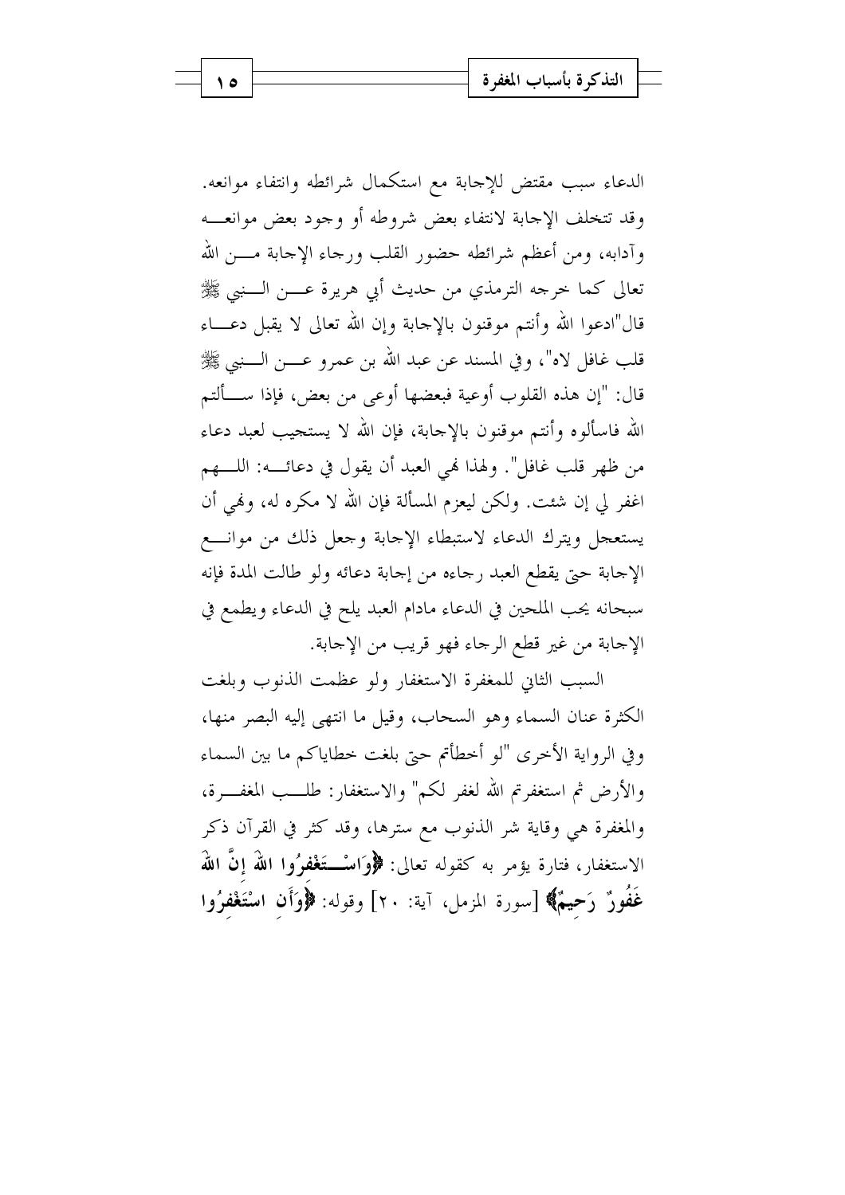الدعاء سبب مقتض للإجابة مع استكمال شرائطه وانتفاء موانعه. وقد تتخلف الإجابة لانتفاء بعض شروطه أو وجود بعض موانعه وآدابه، ومن أعظم شرائطه حضور القلب ورجاء الإجابة من الله تعالى كما خرجه الترمذي من حديث أبي هريرة عن النبي ﷺ قال"ادعوا الله وأنتم موقنون بالإجابة وإن الله تعالى لا يقبل دعاء قلب غافل لاه"، وفي المسند عن عبد الله بن عمرو عن النبي ﷺ قال: "إن هذه القلوب أوعية فبعضها أوعى من بعض، فإذا سألتم الله فاسألوه وأنتم موقنون بالإجابة، فإن الله لا يستجيب لعبد دعاء من ظهر قلب غافل". ولهذا نهي العبد أن يقول في دعائه: اللهم اغفر لي إن شئت. ولكن ليعزم المسألة فإن الله لا مكره له، ونهي أن يستعجل ويترك الدعاء لاستبطاء الإجابة وجعل ذلك من موانع الإجابة حتى يقطع العبد رجاءه من إجابة دعائه ولو طالت المدة فإنه سبحانه يحب الملحين في الدعاء مادام العبد يلح في الدعاء ويطمع في الإجابة من غير قطع الرجاء فهو قريب من الإجابة.

السبب الثاني للمغفرة الاستغفار ولو عظمت الذنوب وبلغت الكثرة عنان السماء وهو السحاب، وقيل ما انتهى إليه البصر منها، وفي الرواية الأخرى "لو أخطأتم حتى بلغت خطاياكم ما بين السماء والأرض ثم استغفرتم الله لغفر لكم" والاستغفار: طلب المغفرة، والمغفرة هي وقاية شر الذنوب مع سترها، وقد كثر في القرآن ذكر الاستغفار، فتارة يؤمر به كقوله تعالى: **﴿وَاسْتَغْفِرُوا اللَّهَ إِنَّ اللَّهَ غَفُورٌ رَحِيمٌ﴾** [سورة المزمل، آية: ٢٠] وقوله: **﴿وَأَنِ اسْتَغْفِرُوا**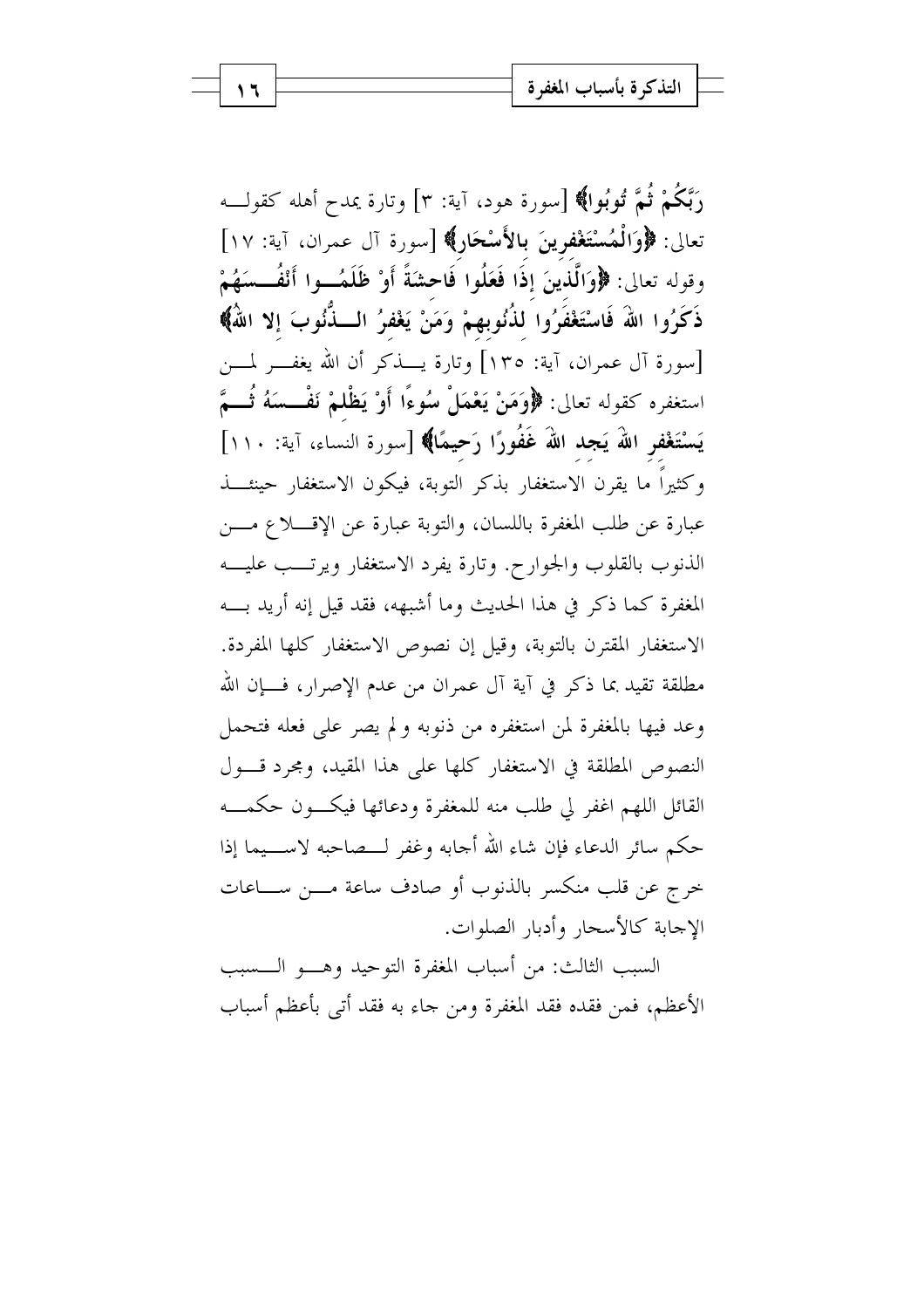**رَبَّكُمْ ثُمَّ تُوبُوا﴾** [سورة هود، آية: ٣] وتارة يمدح أهله كقوله تعالى: **﴿وَالْمُسْتَغْفِرِينَ بِالأَسْحَارِ﴾** [سورة آل عمران، آية: ١٧] وقوله تعالى: **﴿وَالَّذِينَ إِذَا فَعَلُوا فَاحِشَةً أَوْ ظَلَمُوا أَنْفُسَهُمْ ذَكَرُوا اللهَ فَاسْتَغْفَرُوا لِذُنُوبِهِمْ وَمَنْ يَغْفِرُ الذُّنُوبَ إِلا اللهُ﴾** [سورة آل عمران، آية: ١٣٥] وتارة يذكر أن الله يغفر لمن استغفره كقوله تعالى: **﴿وَمَنْ يَعْمَلْ سُوءًا أَوْ يَظْلِمْ نَفْسَهُ ثُمَّ يَسْتَغْفِرِ اللهَ يَجِدِ اللهَ غَفُورًا رَحِيمًا﴾** [سورة النساء، آية: ١١٠] وكثيراً ما يقرن الاستغفار بذكر التوبة، فيكون الاستغفار حينئذ عبارة عن طلب المغفرة باللسان، والتوبة عبارة عن الإقلاع من الذنوب بالقلوب والجوارح. وتارة يفرد الاستغفار ويرتب عليه المغفرة كما ذكر في هذا الحديث وما أشبهه، فقد قيل إنه أريد به الاستغفار المقترن بالتوبة، وقيل إن نصوص الاستغفار كلها المفردة. مطلقة تقيد بما ذكر في آية آل عمران من عدم الإصرار، فإن الله وعد فيها بالمغفرة لمن استغفره من ذنوبه ولم يصر على فعله فتحمل النصوص المطلقة في الاستغفار كلها على هذا المقيد، ومجرد قول القائل اللهم اغفر لي طلب منه للمغفرة ودعائها فيكون حكمه حكم سائر الدعاء فإن شاء الله أجابه وغفر لصاحبه لاسيما إذا خرج عن قلب منكسر بالذنوب أو صادف ساعة من ساعات الإجابة كالأسحار وأدبار الصلوات.

السبب الثالث: من أسباب المغفرة التوحيد وهو السبب الأعظم، فمن فقده فقد المغفرة ومن جاء به فقد أتى بأعظم أسباب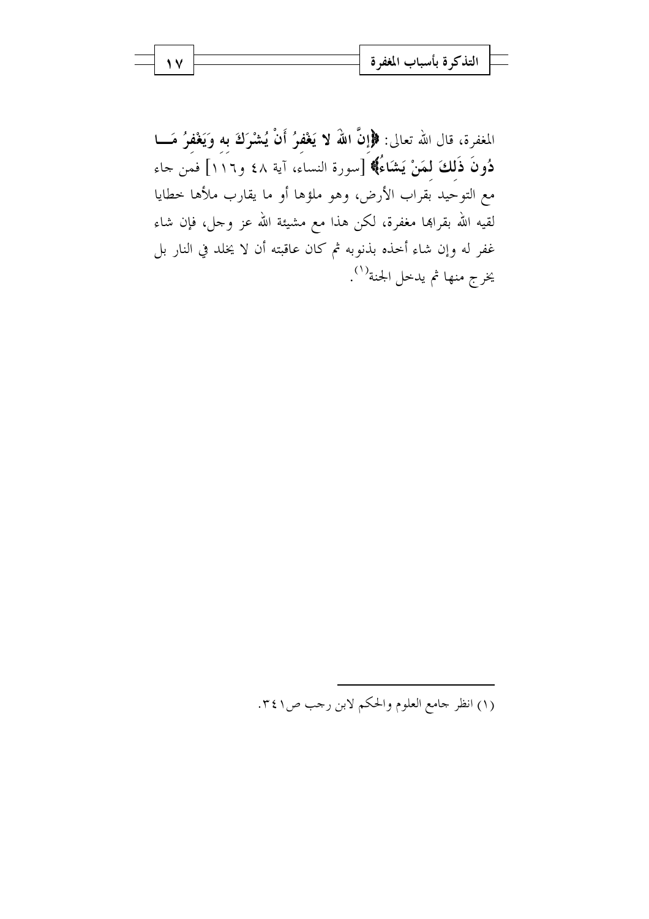المغفرة، قال الله تعالى: **﴿إِنَّ اللَّهَ لا يَغْفِرُ أَنْ يُشْرَكَ بِهِ وَيَغْفِرُ مَا دُونَ ذَلِكَ لِمَنْ يَشَاءُ﴾** [سورة النساء، آية ٤٨ و١١٦] فمن جاء مع التوحيد بقراب الأرض، وهو ملؤها أو ما يقارب ملأها خطايا لقيه الله بقرابها مغفرة، لكن هذا مع مشيئة الله عز وجل، فإن شاء غفر له وإن شاء أخذه بذنوبه ثم كان عاقبته أن لا يخلد في النار بل يخرج منها ثم يدخل الجنة(١).

---

(١) انظر جامع العلوم والحكم لابن رجب ص٣٤١.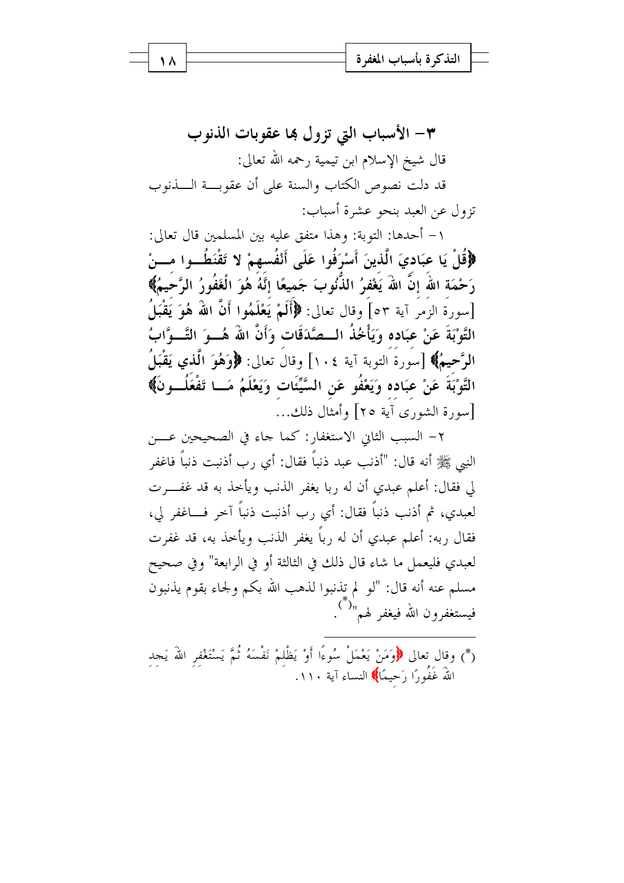## ٣- الأسباب التي تزول بها عقوبات الذنوب

قال شيخ الإسلام ابن تيمية رحمه الله تعالى:

قد دلت نصوص الكتاب والسنة على أن عقوبة الذنوب تزول عن العبد بنحو عشرة أسباب:

١- أحدها: التوبة: وهذا متفق عليه بين المسلمين قال تعالى: **﴿قُلْ يَا عِبَادِيَ الَّذِينَ أَسْرَفُوا عَلَى أَنْفُسِهِمْ لا تَقْنَطُوا مِنْ رَحْمَةِ اللهِ إِنَّ اللهَ يَغْفِرُ الذُّنُوبَ جَمِيعًا إِنَّهُ هُوَ الْغَفُورُ الرَّحِيمُ﴾** [سورة الزمر آية ٥٣] وقال تعالى: **﴿أَلَمْ يَعْلَمُوا أَنَّ اللهَ هُوَ يَقْبَلُ التَّوْبَةَ عَنْ عِبَادِهِ وَيَأْخُذُ الصَّدَقَاتِ وَأَنَّ اللهَ هُوَ التَّوَّابُ الرَّحِيمُ﴾** [سورة التوبة آية ١٠٤] وقال تعالى: **﴿وَهُوَ الَّذِي يَقْبَلُ التَّوْبَةَ عَنْ عِبَادِهِ وَيَعْفُو عَنِ السَّيِّئَاتِ وَيَعْلَمُ مَا تَفْعَلُونَ﴾** [سورة الشورى آية ٢٥] وأمثال ذلك...

٢- السبب الثاني الاستغفار: كما جاء في الصحيحين عن النبي ﷺ أنه قال: "أذنب عبد ذنباً فقال: أي رب أذنبت ذنباً فاغفر لي فقال: أعلم عبدي أن له ربا يغفر الذنب ويأخذ به قد غفرت لعبدي، ثم أذنب ذنباً فقال: أي رب أذنبت ذنباً آخر فاغفر لي، فقال ربه: أعلم عبدي أن له رباً يغفر الذنب ويأخذ به، قد غفرت لعبدي فليعمل ما شاء قال ذلك في الثالثة أو في الرابعة" وفي صحيح مسلم عنه أنه قال: "لو لم تذنبوا لذهب الله بكم ولجاء بقوم يذنبون فيستغفرون الله فيغفر لهم"(*).

---

(*) وقال تعالى **﴿وَمَنْ يَعْمَلْ سُوءًا أَوْ يَظْلِمْ نَفْسَهُ ثُمَّ يَسْتَغْفِرِ اللهَ يَجِدِ اللهَ غَفُورًا رَحِيمًا﴾** النساء آية ١١٠.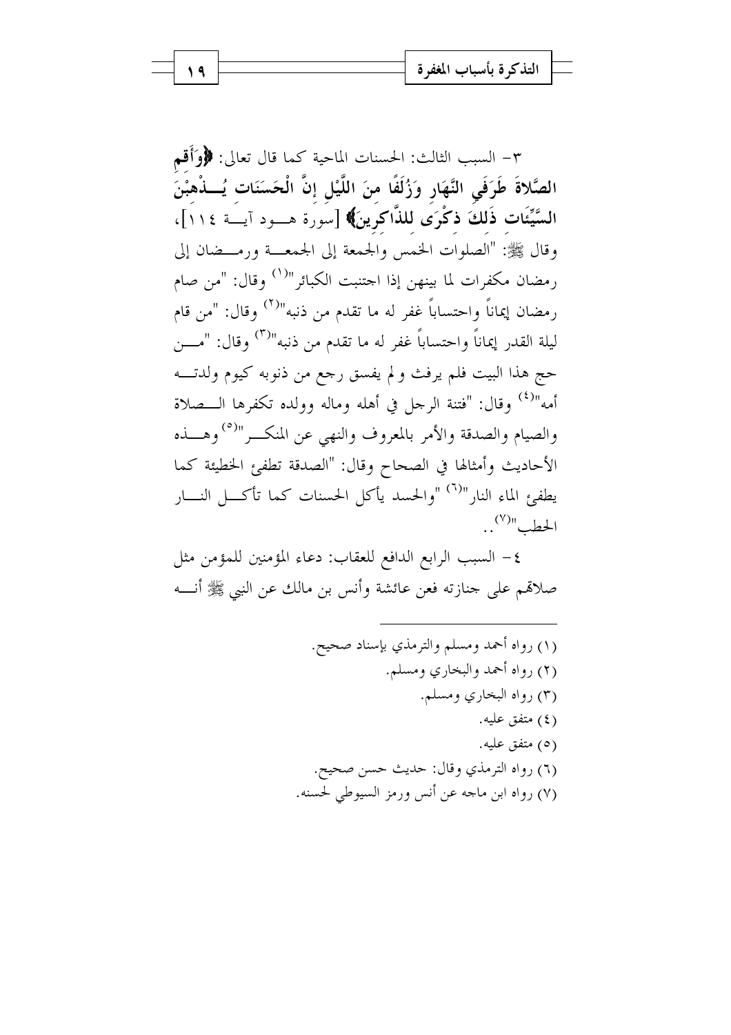٣- السبب الثالث: الحسنات الماحية كما قال تعالى: **﴿وَأَقِمِ الصَّلاةَ طَرَفَيِ النَّهَارِ وَزُلَفًا مِنَ اللَّيْلِ إِنَّ الْحَسَنَاتِ يُذْهِبْنَ السَّيِّئَاتِ ذَلِكَ ذِكْرَى لِلذَّاكِرِينَ﴾** [سورة هود آية ١١٤]، وقال ﷺ: "الصلوات الخمس والجمعة إلى الجمعة ورمضان إلى رمضان مكفرات لما بينهن إذا اجتنبت الكبائر"(١) وقال: "من صام رمضان إيماناً واحتساباً غفر له ما تقدم من ذنبه"(٢) وقال: "من قام ليلة القدر إيماناً واحتساباً غفر له ما تقدم من ذنبه"(٣) وقال: "من حج هذا البيت فلم يرفث ولم يفسق رجع من ذنوبه كيوم ولدته أمه"(٤) وقال: "فتنة الرجل في أهله وماله وولده تكفرها الصلاة والصيام والصدقة والأمر بالمعروف والنهي عن المنكر"(٥) وهذه الأحاديث وأمثالها في الصحاح وقال: "الصدقة تطفئ الخطيئة كما يطفئ الماء النار"(٦) "والحسد يأكل الحسنات كما تأكل النار الحطب"(٧)..

٤- السبب الرابع الدافع للعقاب: دعاء المؤمنين للمؤمن مثل صلاتهم على جنازته فعن عائشة وأنس بن مالك عن النبي ﷺ أنه

---

(١) رواه أحمد ومسلم والترمذي بإسناد صحيح.
(٢) رواه أحمد والبخاري ومسلم.
(٣) رواه البخاري ومسلم.
(٤) متفق عليه.
(٥) متفق عليه.
(٦) رواه الترمذي وقال: حديث حسن صحيح.
(٧) رواه ابن ماجه عن أنس ورمز السيوطي لحسنه.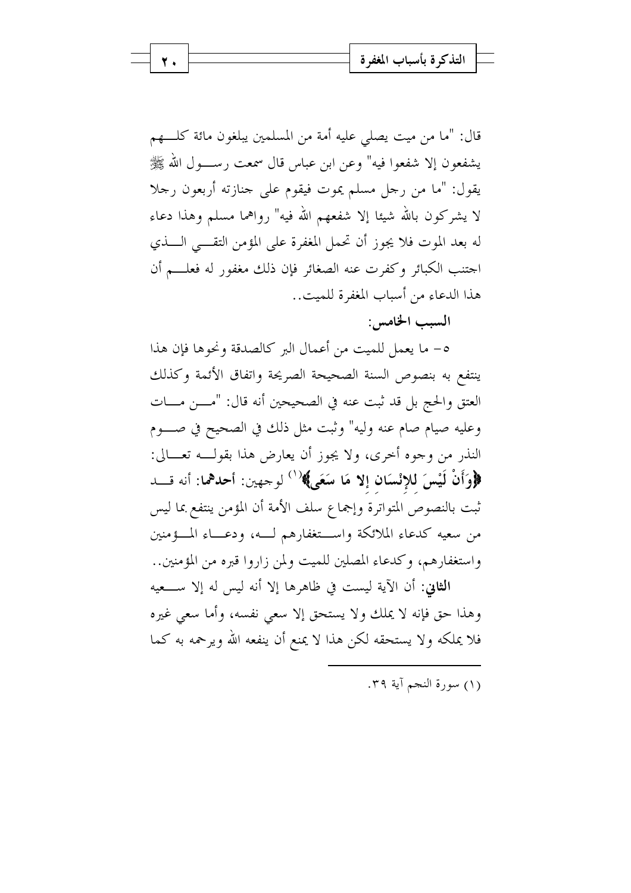قال: "ما من ميت يصلي عليه أمة من المسلمين يبلغون مائة كلهم يشفعون إلا شفعوا فيه" وعن ابن عباس قال سمعت رسول الله ﷺ يقول: "ما من رجل مسلم يموت فيقوم على جنازته أربعون رجلا لا يشركون بالله شيئا إلا شفعهم الله فيه" رواهما مسلم وهذا دعاء له بعد الموت فلا يجوز أن تحمل المغفرة على المؤمن التقي الذي اجتنب الكبائر وكفرت عنه الصغائر فإن ذلك مغفور له فعلم أن هذا الدعاء من أسباب المغفرة للميت..

**السبب الخامس:**

٥- ما يعمل للميت من أعمال البر كالصدقة ونحوها فإن هذا ينتفع به بنصوص السنة الصحيحة الصريحة واتفاق الأئمة وكذلك العتق والحج بل قد ثبت عنه في الصحيحين أنه قال: "من مات وعليه صيام صام عنه وليه" وثبت مثل ذلك في الصحيح في صوم النذر من وجوه أخرى، ولا يجوز أن يعارض هذا بقوله تعالى: **﴿وَأَنْ لَيْسَ لِلإِنْسَانِ إِلا مَا سَعَى﴾**[1] لوجهين: **أحدهما**: أنه قد ثبت بالنصوص المتواترة وإجماع سلف الأمة أن المؤمن ينتفع بما ليس من سعيه كدعاء الملائكة واستغفارهم له، ودعاء المؤمنين واستغفارهم، وكدعاء المصلين للميت ولمن زاروا قبره من المؤمنين..

**الثاني**: أن الآية ليست في ظاهرها إلا أنه ليس له إلا سعيه وهذا حق فإنه لا يملك ولا يستحق إلا سعي نفسه، وأما سعي غيره فلا يملكه ولا يستحقه لكن هذا لا يمنع أن ينفعه الله ويرحمه به كما

---

(١) سورة النجم آية ٣٩.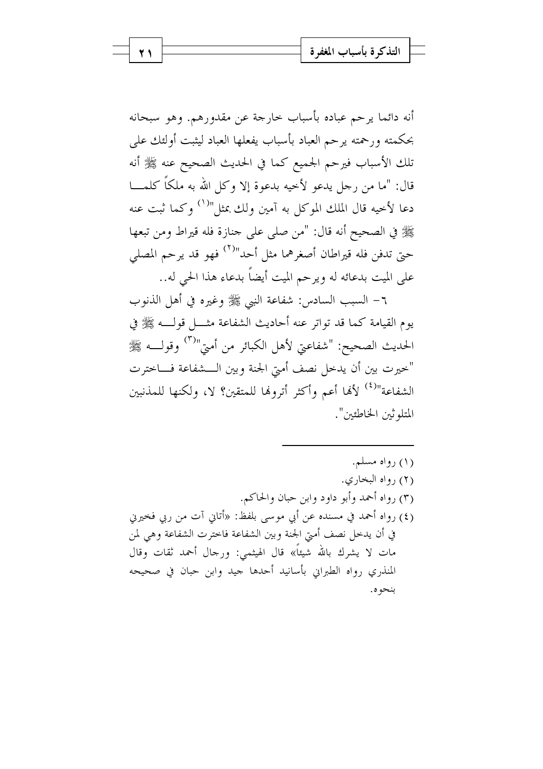أنه دائما يرحم عباده بأسباب خارجة عن مقدورهم. وهو سبحانه بحكمته ورحمته يرحم العباد بأسباب يفعلها العباد ليثبت أولئك على تلك الأسباب فيرحم الجميع كما في الحديث الصحيح عنه ﷺ أنه قال: "ما من رجل يدعو لأخيه بدعوة إلا وكل الله به ملكاً كلما دعا لأخيه قال الملك الموكل به آمين ولك بمثل"[1] وكما ثبت عنه ﷺ في الصحيح أنه قال: "من صلى على جنازة فله قيراط ومن تبعها حتى تدفن فله قيراطان أصغرهما مثل أحد"[2] فهو قد يرحم المصلي على الميت بدعائه له ويرحم الميت أيضاً بدعاء هذا الحي له..

٦- السبب السادس: شفاعة النبي ﷺ وغيره في أهل الذنوب يوم القيامة كما قد تواتر عنه أحاديث الشفاعة مثل قوله ﷺ في الحديث الصحيح: "شفاعتي لأهل الكبائر من أمتي"[3] وقوله ﷺ "خيرت بين أن يدخل نصف أمتي الجنة وبين الشفاعة فاخترت الشفاعة"[4] لأنها أعم وأكثر أترونها للمتقين؟ لا، ولكنها للمذنبين المتلوثين الخاطئين".

---

(١) رواه مسلم.

(٢) رواه البخاري.

(٣) رواه أحمد وأبو داود وابن حبان والحاكم.

(٤) رواه أحمد في مسنده عن أبي موسى بلفظ: «أتاني آت من ربي فخيرني في أن يدخل نصف أمتي الجنة وبين الشفاعة فاخترت الشفاعة وهي لمن مات لا يشرك بالله شيئاً» قال الهيثمي: ورجال أحمد ثقات وقال المنذري رواه الطبراني بأسانيد أحدها جيد وابن حبان في صحيحه بنحوه.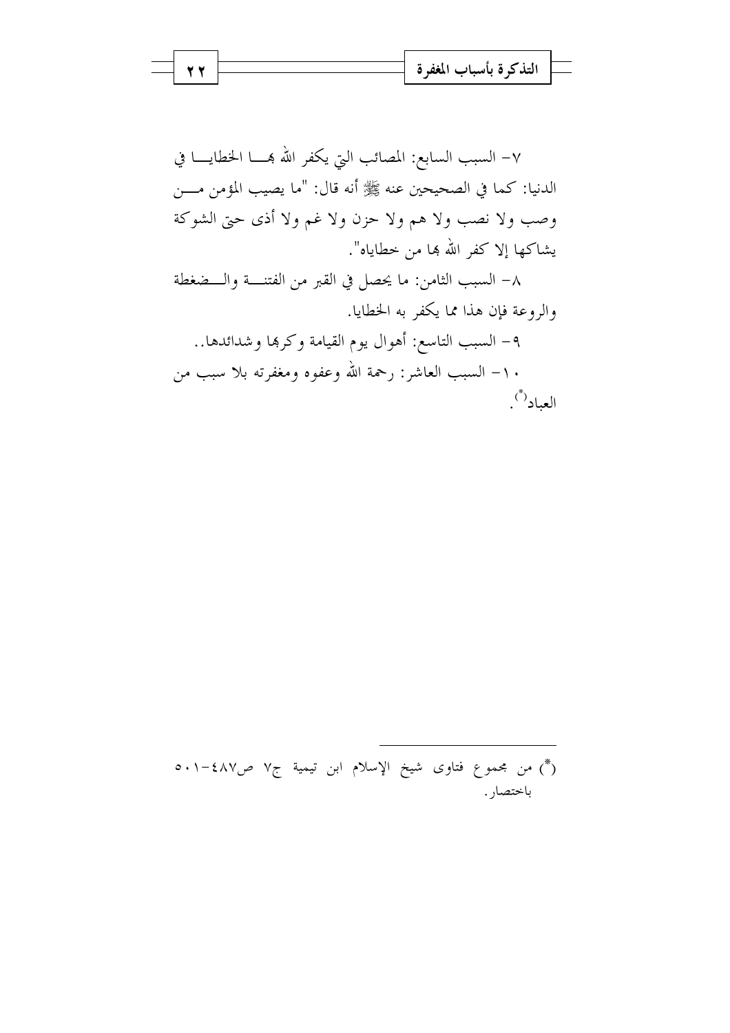٧- السبب السابع: المصائب التي يكفر الله بها الخطايا في الدنيا: كما في الصحيحين عنه ﷺ أنه قال: "ما يصيب المؤمن من وصب ولا نصب ولا هم ولا حزن ولا غم ولا أذى حتى الشوكة يشاكها إلا كفر الله بها من خطاياه".

٨- السبب الثامن: ما يحصل في القبر من الفتنة والضغطة والروعة فإن هذا مما يكفر به الخطايا.

٩- السبب التاسع: أهوال يوم القيامة وكربها وشدائدها..

١٠- السبب العاشر: رحمة الله وعفوه ومغفرته بلا سبب من العباد(*).

---

(*) من مجموع فتاوى شيخ الإسلام ابن تيمية ج٧ ص٤٨٧-٥٠١ باختصار.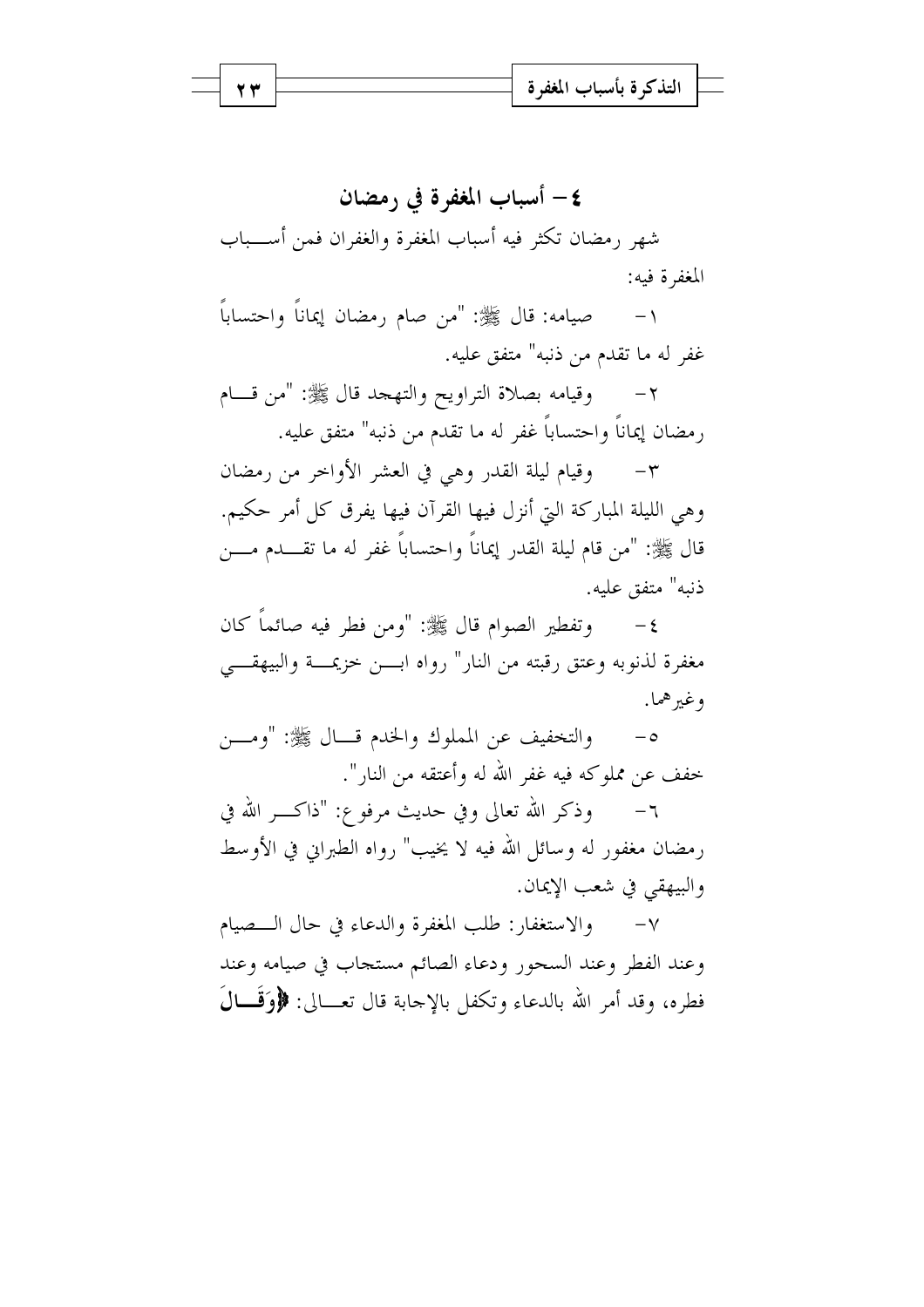## ٤ – أسباب المغفرة في رمضان

شهر رمضان تكثر فيه أسباب المغفرة والغفران فمن أسباب المغفرة فيه:

١- صيامه: قال ﷺ: "من صام رمضان إيماناً واحتساباً غفر له ما تقدم من ذنبه" متفق عليه.

٢- وقيامه بصلاة التراويح والتهجد قال ﷺ: "من قام رمضان إيماناً واحتساباً غفر له ما تقدم من ذنبه" متفق عليه.

٣- وقيام ليلة القدر وهي في العشر الأواخر من رمضان وهي الليلة المباركة التي أنزل فيها القرآن فيها يفرق كل أمر حكيم. قال ﷺ: "من قام ليلة القدر إيماناً واحتساباً غفر له ما تقدم من ذنبه" متفق عليه.

٤- وتفطير الصوام قال ﷺ: "ومن فطر فيه صائماً كان مغفرة لذنوبه وعتق رقبته من النار" رواه ابن خزيمة والبيهقي وغيرهما.

٥- والتخفيف عن المملوك والخدم قال ﷺ: "ومن خفف عن مملوكه فيه غفر الله له وأعتقه من النار".

٦- وذكر الله تعالى وفي حديث مرفوع: "ذاكر الله في رمضان مغفور له وسائل الله فيه لا يخيب" رواه الطبراني في الأوسط والبيهقي في شعب الإيمان.

٧- والاستغفار: طلب المغفرة والدعاء في حال الصيام وعند الفطر وعند السحور ودعاء الصائم مستجاب في صيامه وعند فطره، وقد أمر الله بالدعاء وتكفل بالإجابة قال تعالى: **﴿وَقَالَ**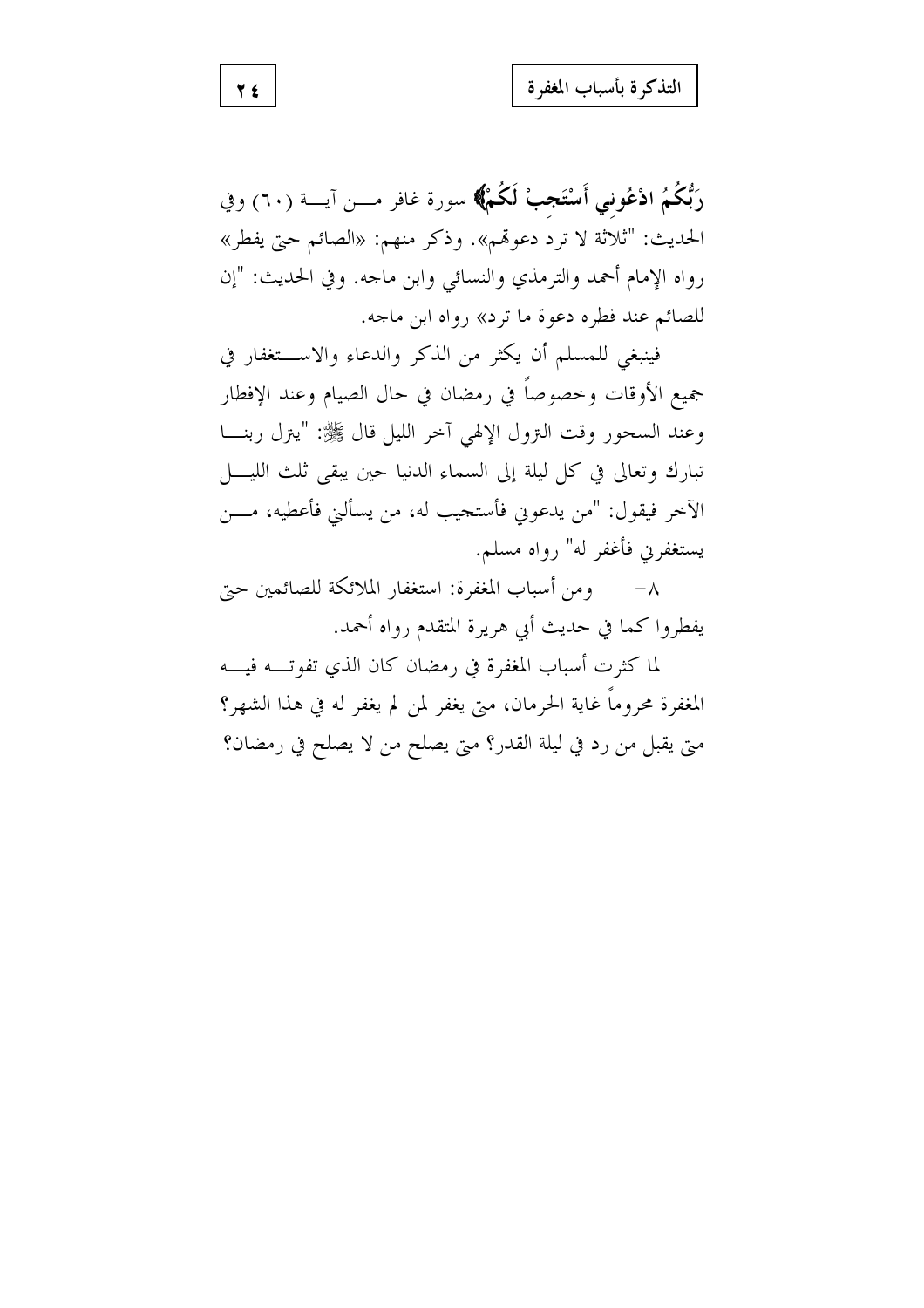رَبُّكُمُ ادْعُونِي أَسْتَجِبْ لَكُمْ﴾ سورة غافر من آية (٦٠) وفي الحديث: "ثلاثة لا ترد دعوتهم». وذكر منهم: «الصائم حتى يفطر» رواه الإمام أحمد والترمذي والنسائي وابن ماجه. وفي الحديث: "إن للصائم عند فطره دعوة ما ترد» رواه ابن ماجه.

فينبغي للمسلم أن يكثر من الذكر والدعاء والاستغفار في جميع الأوقات وخصوصاً في رمضان في حال الصيام وعند الإفطار وعند السحور وقت النزول الإلهي آخر الليل قال ﷺ: "ينزل ربنا تبارك وتعالى في كل ليلة إلى السماء الدنيا حين يبقى ثلث الليل الآخر فيقول: "من يدعوني فأستجيب له، من يسألني فأعطيه، من يستغفرني فأغفر له" رواه مسلم.

٨- ومن أسباب المغفرة: استغفار الملائكة للصائمين حتى يفطروا كما في حديث أبي هريرة المتقدم رواه أحمد.

لما كثرت أسباب المغفرة في رمضان كان الذي تفوته فيه المغفرة محروماً غاية الحرمان، متى يغفر لمن لم يغفر له في هذا الشهر؟ متى يقبل من رد في ليلة القدر؟ متى يصلح من لا يصلح في رمضان؟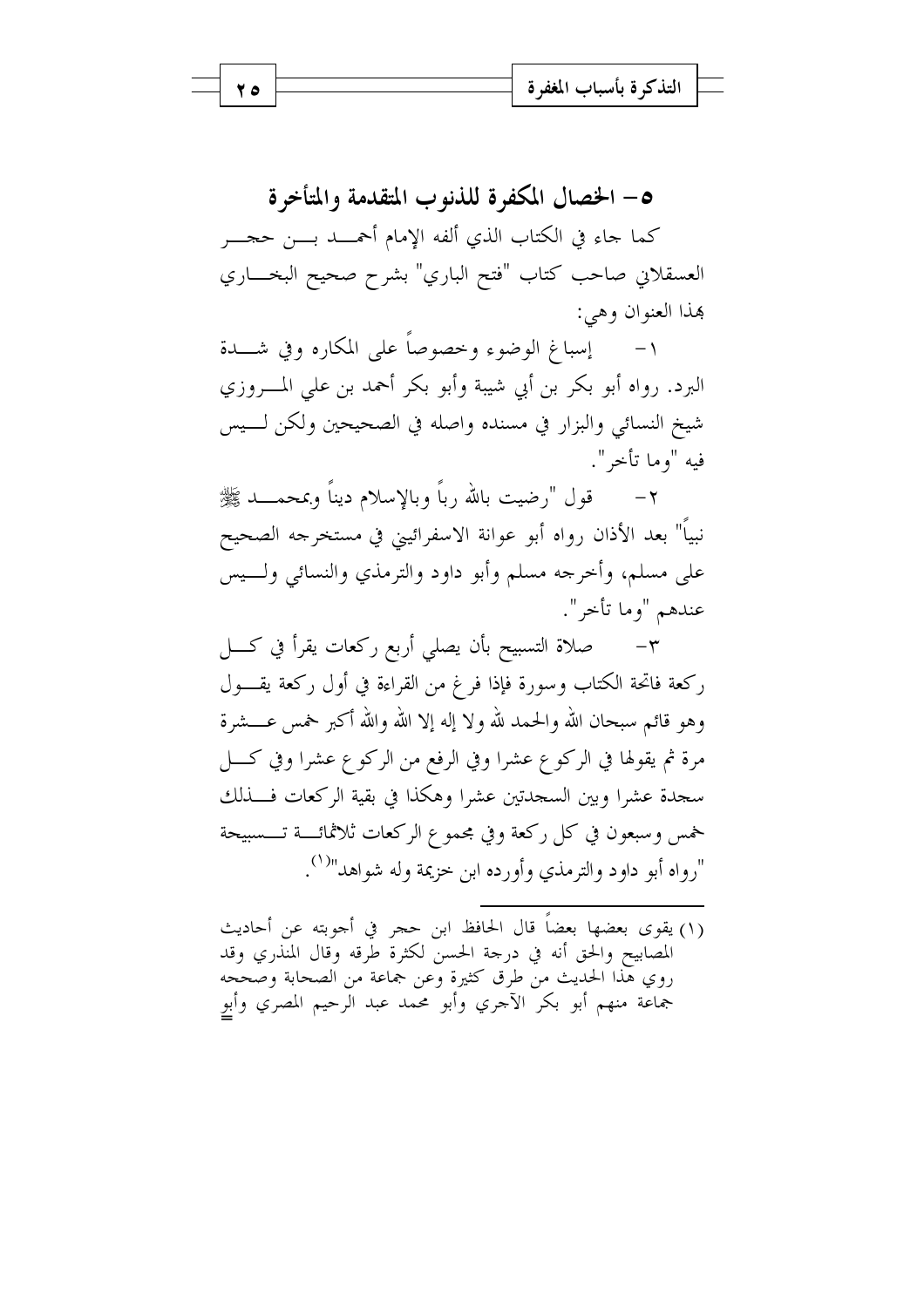## ٥- الخصال المكفرة للذنوب المتقدمة والمتأخرة

كما جاء في الكتاب الذي ألفه الإمام أحمد بن حجر العسقلاني صاحب كتاب "فتح الباري" بشرح صحيح البخاري بهذا العنوان وهي:

١- إسباغ الوضوء وخصوصاً على المكاره وفي شدة البرد. رواه أبو بكر بن أبي شيبة وأبو بكر أحمد بن علي المروزي شيخ النسائي والبزار في مسنده واصله في الصحيحين ولكن ليس فيه "وما تأخر".

٢- قول "رضيت بالله رباً وبالإسلام ديناً وبمحمد ﷺ نبياً" بعد الأذان رواه أبو عوانة الاسفرائيني في مستخرجه الصحيح على مسلم، وأخرجه مسلم وأبو داود والترمذي والنسائي وليس عندهم "وما تأخر".

٣- صلاة التسبيح بأن يصلي أربع ركعات يقرأ في كل ركعة فاتحة الكتاب وسورة فإذا فرغ من القراءة في أول ركعة يقول وهو قائم سبحان الله والحمد لله ولا إله إلا الله والله أكبر خمس عشرة مرة ثم يقولها في الركوع عشرا وفي الرفع من الركوع عشرا وفي كل سجدة عشرا وبين السجدتين عشرا وهكذا في بقية الركعات فذلك خمس وسبعون في كل ركعة وفي مجموع الركعات ثلاثمائة تسبيحة "رواه أبو داود والترمذي وأورده ابن خزيمة وله شواهد"[1].

---

(١) يقوى بعضها بعضاً قال الحافظ ابن حجر في أجوبته عن أحاديث المصابيح والحق أنه في درجة الحسن لكثرة طرقه وقال المنذري وقد روي هذا الحديث من طرق كثيرة وعن جماعة من الصحابة وصححه جماعة منهم أبو بكر الآجري وأبو محمد عبد الرحيم المصري وأبو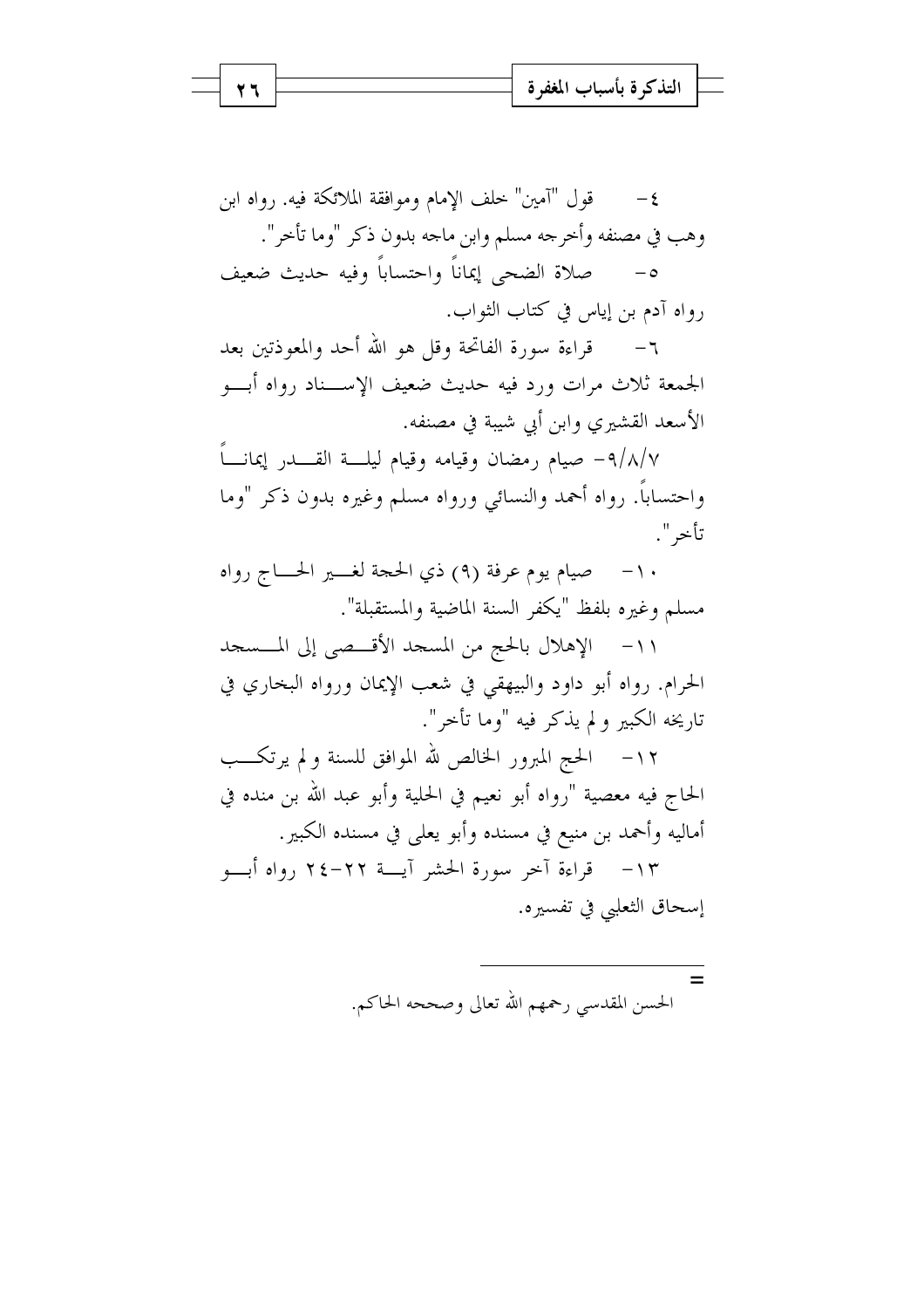٤- قول "آمين" خلف الإمام وموافقة الملائكة فيه. رواه ابن وهب في مصنفه وأخرجه مسلم وابن ماجه بدون ذكر "وما تأخر".

٥- صلاة الضحى إيماناً واحتساباً وفيه حديث ضعيف رواه آدم بن إياس في كتاب الثواب.

٦- قراءة سورة الفاتحة وقل هو الله أحد والمعوذتين بعد الجمعة ثلاث مرات ورد فيه حديث ضعيف الإسناد رواه أبو الأسعد القشيري وابن أبي شيبة في مصنفه.

٧/٨/٩- صيام رمضان وقيامه وقيام ليلة القدر إيماناً واحتساباً. رواه أحمد والنسائي ورواه مسلم وغيره بدون ذكر "وما تأخر".

١٠- صيام يوم عرفة (٩) ذي الحجة لغير الحاج رواه مسلم وغيره بلفظ "يكفر السنة الماضية والمستقبلة".

١١- الإهلال بالحج من المسجد الأقصى إلى المسجد الحرام. رواه أبو داود والبيهقي في شعب الإيمان ورواه البخاري في تاريخه الكبير ولم يذكر فيه "وما تأخر".

١٢- الحج المبرور الخالص لله الموافق للسنة ولم يرتكب الحاج فيه معصية "رواه أبو نعيم في الحلية وأبو عبد الله بن منده في أماليه وأحمد بن منيع في مسنده وأبو يعلى في مسنده الكبير.

١٣- قراءة آخر سورة الحشر آية ٢٢-٢٤ رواه أبو إسحاق الثعلبي في تفسيره.

---

= الحسن المقدسي رحمهم الله تعالى وصححه الحاكم.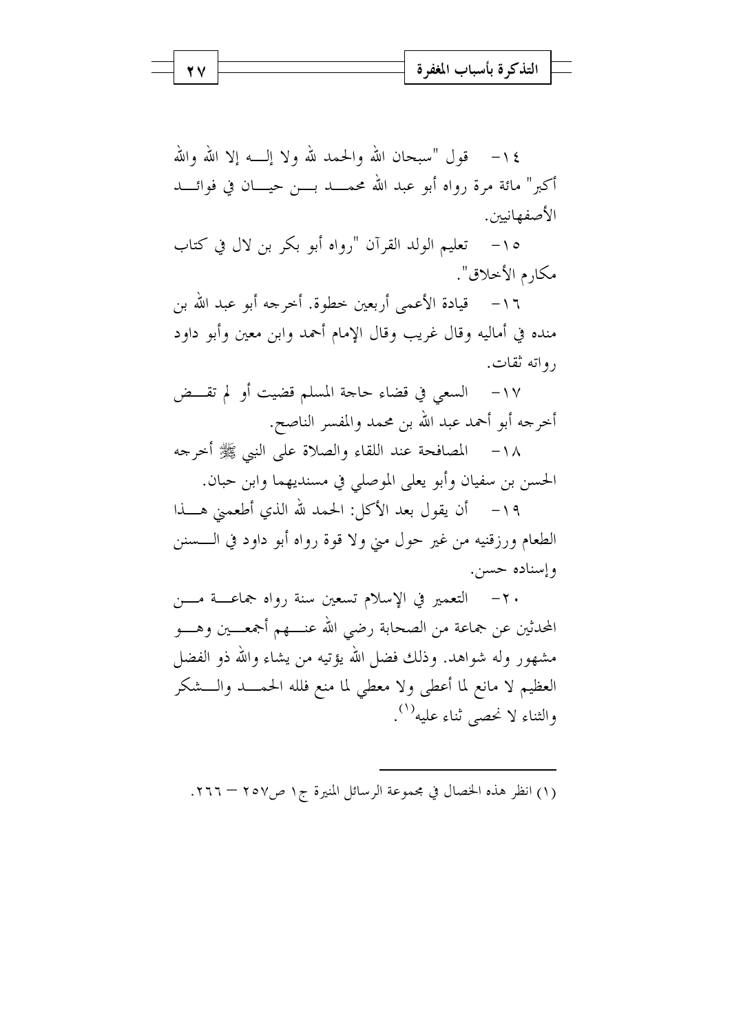١٤- قول "سبحان الله والحمد لله ولا إله إلا الله والله أكبر" مائة مرة رواه أبو عبد الله محمد بن حيان في فوائد الأصفهانيين.

١٥- تعليم الولد القرآن "رواه أبو بكر بن لال في كتاب مكارم الأخلاق".

١٦- قيادة الأعمى أربعين خطوة. أخرجه أبو عبد الله بن منده في أماليه وقال غريب وقال الإمام أحمد وابن معين وأبو داود رواته ثقات.

١٧- السعي في قضاء حاجة المسلم قضيت أو لم تقض أخرجه أبو أحمد عبد الله بن محمد والمفسر الناصح.

١٨- المصافحة عند اللقاء والصلاة على النبي ﷺ أخرجه الحسن بن سفيان وأبو يعلى الموصلي في مسنديهما وابن حبان.

١٩- أن يقول بعد الأكل: الحمد لله الذي أطعمني هذا الطعام ورزقنيه من غير حول مني ولا قوة رواه أبو داود في السنن وإسناده حسن.

٢٠- التعمير في الإسلام تسعين سنة رواه جماعة من المحدثين عن جماعة من الصحابة رضي الله عنهم أجمعين وهو مشهور وله شواهد. وذلك فضل الله يؤتيه من يشاء والله ذو الفضل العظيم لا مانع لما أعطى ولا معطي لما منع فلله الحمد والشكر والثناء لا نحصي ثناء عليه(١).

---

(١) انظر هذه الخصال في مجموعة الرسائل المنيرة ج١ ص٢٥٧ – ٢٦٦.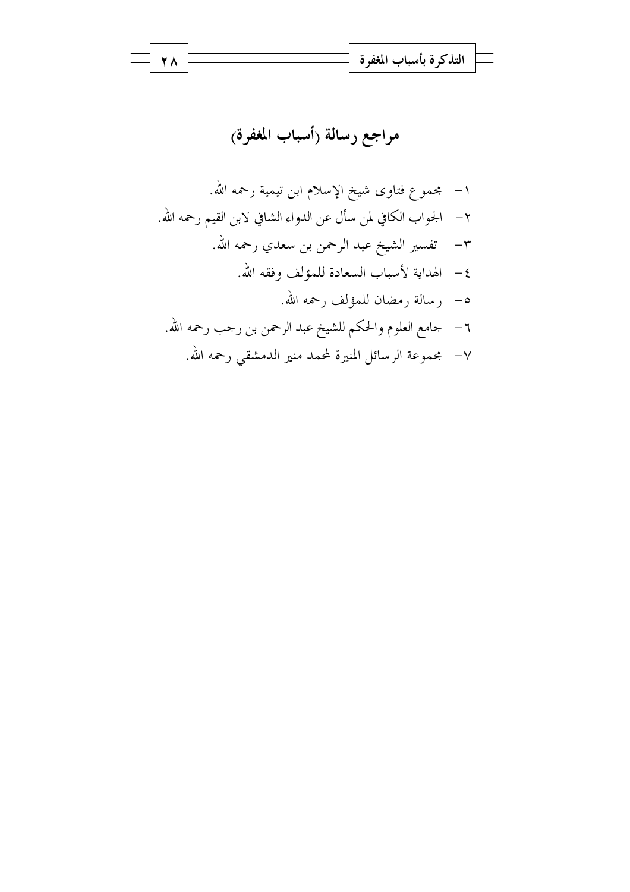# مراجع رسالة (أسباب المغفرة)

١- مجموع فتاوى شيخ الإسلام ابن تيمية رحمه الله.

٢- الجواب الكافي لمن سأل عن الدواء الشافي لابن القيم رحمه الله.

٣- تفسير الشيخ عبد الرحمن بن سعدي رحمه الله.

٤- الهداية لأسباب السعادة للمؤلف وفقه الله.

٥- رسالة رمضان للمؤلف رحمه الله.

٦- جامع العلوم والحكم للشيخ عبد الرحمن بن رجب رحمه الله.

٧- مجموعة الرسائل المنيرة لمحمد منير الدمشقي رحمه الله.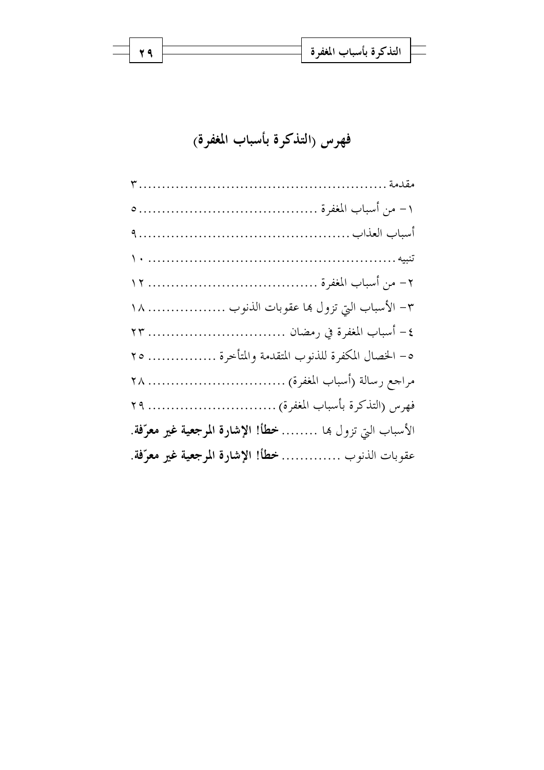# فهرس (التذكرة بأسباب المغفرة)

مقدمة ........................................................ ٣
١- من أسباب المغفرة ........................................ ٥
أسباب العذاب ................................................ ٩
تنبيه ........................................................ ١٠
٢- من أسباب المغفرة ........................................ ١٢
٣- الأسباب التي تزول بها عقوبات الذنوب .................. ١٨
٤- أسباب المغفرة في رمضان ................................ ٢٣
٥- الخصال المكفرة للذنوب المتقدمة والمتأخرة ............... ٢٥
مراجع رسالة (أسباب المغفرة) ................................ ٢٨
فهرس (التذكرة بأسباب المغفرة) .............................. ٢٩
الأسباب التي تزول بها ........ **خطأ! الإشارة المرجعية غير معرّفة.**
عقوبات الذنوب ............. **خطأ! الإشارة المرجعية غير معرّفة.**